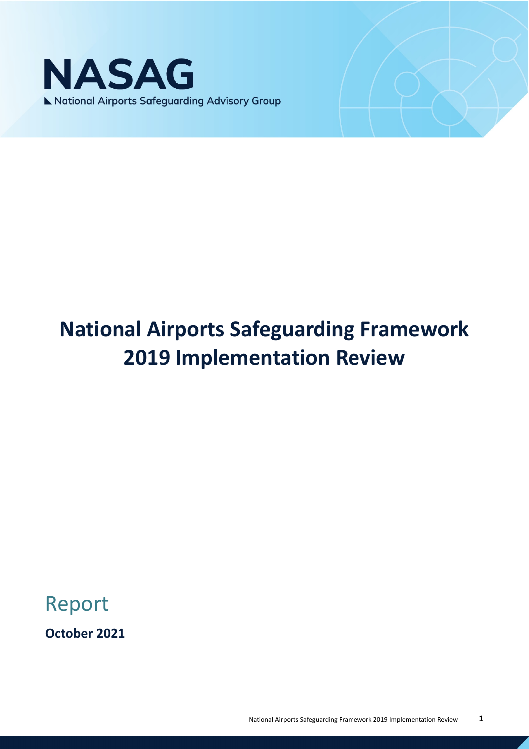NASAG

National Airports Safeguarding Advisory Group

# National Airports Safeguarding Framework 2019 Implementation Review

## Report

**October 2021**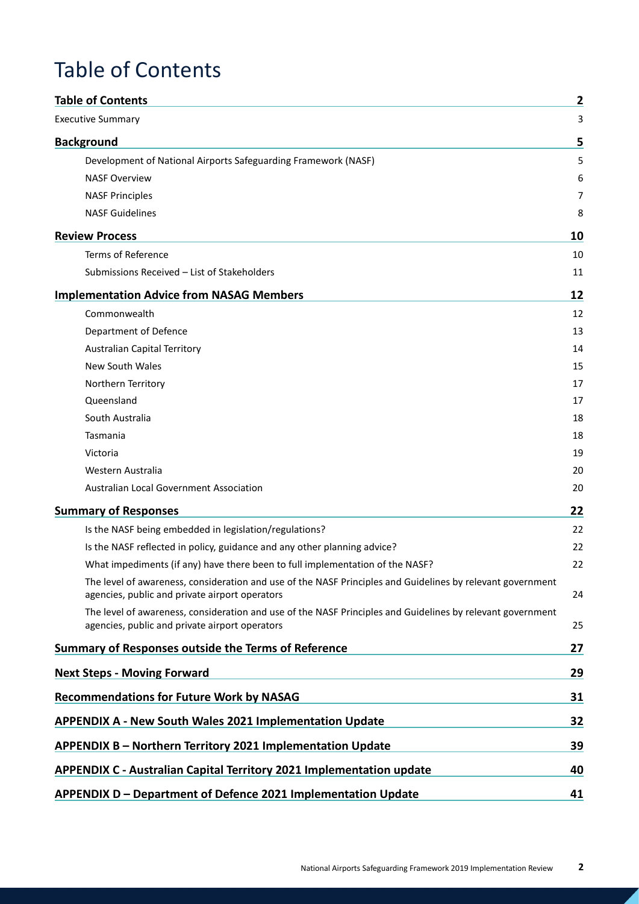# Table of Contents

| | |
|---|---|
| **Table of Contents** | **2** |
| Executive Summary | 3 |
| **Background** | **5** |
| Development of National Airports Safeguarding Framework (NASF) | 5 |
| NASF Overview | 6 |
| NASF Principles | 7 |
| NASF Guidelines | 8 |
| **Review Process** | **10** |
| Terms of Reference | 10 |
| Submissions Received – List of Stakeholders | 11 |
| **Implementation Advice from NASAG Members** | **12** |
| Commonwealth | 12 |
| Department of Defence | 13 |
| Australian Capital Territory | 14 |
| New South Wales | 15 |
| Northern Territory | 17 |
| Queensland | 17 |
| South Australia | 18 |
| Tasmania | 18 |
| Victoria | 19 |
| Western Australia | 20 |
| Australian Local Government Association | 20 |
| **Summary of Responses** | **22** |
| Is the NASF being embedded in legislation/regulations? | 22 |
| Is the NASF reflected in policy, guidance and any other planning advice? | 22 |
| What impediments (if any) have there been to full implementation of the NASF? | 22 |
| The level of awareness, consideration and use of the NASF Principles and Guidelines by relevant government agencies, public and private airport operators | 24 |
| The level of awareness, consideration and use of the NASF Principles and Guidelines by relevant government agencies, public and private airport operators | 25 |
| **Summary of Responses outside the Terms of Reference** | **27** |
| **Next Steps - Moving Forward** | **29** |
| **Recommendations for Future Work by NASAG** | **31** |
| **APPENDIX A - New South Wales 2021 Implementation Update** | **32** |
| **APPENDIX B – Northern Territory 2021 Implementation Update** | **39** |
| **APPENDIX C - Australian Capital Territory 2021 Implementation update** | **40** |
| **APPENDIX D – Department of Defence 2021 Implementation Update** | **41** |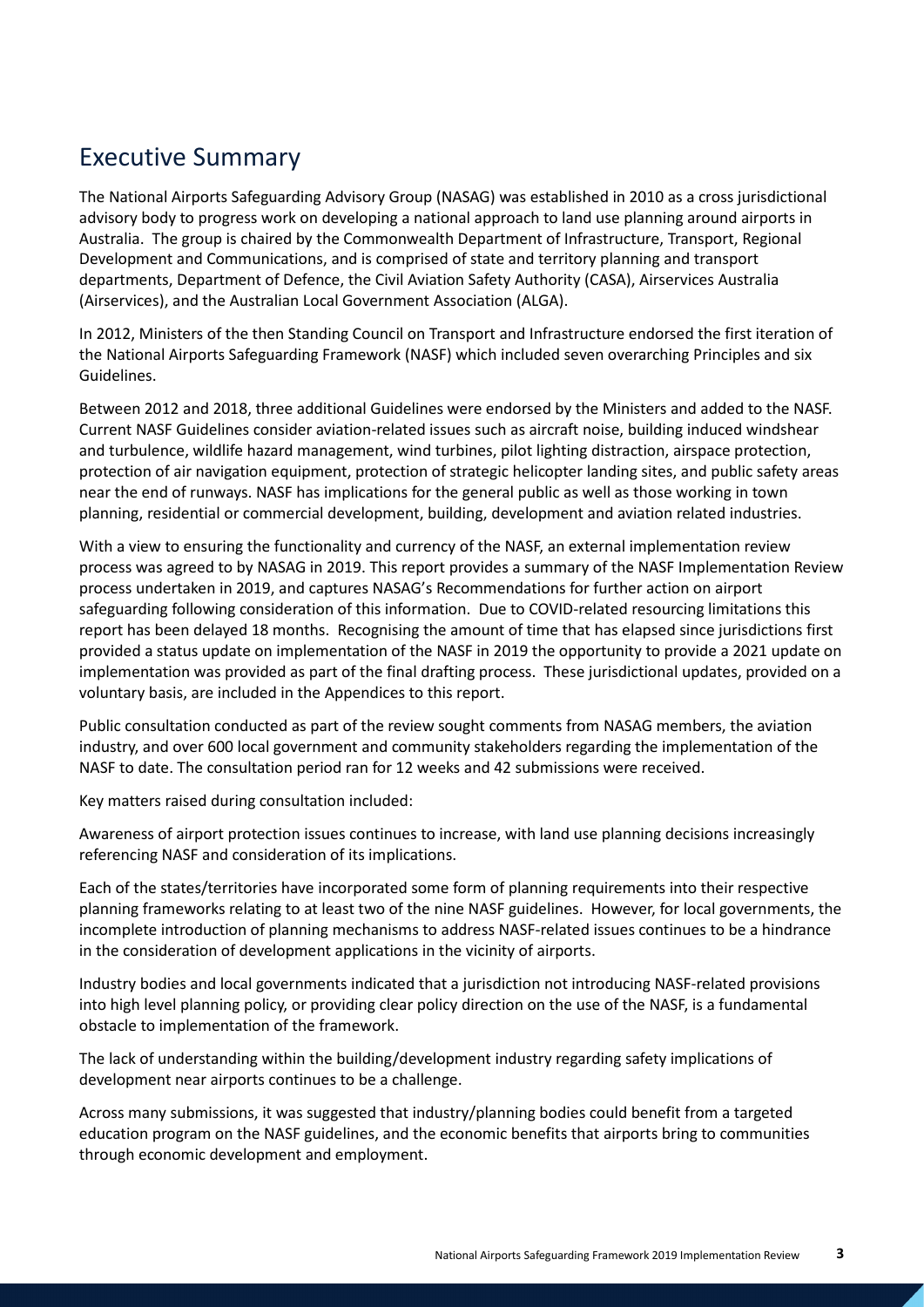# Executive Summary

The National Airports Safeguarding Advisory Group (NASAG) was established in 2010 as a cross jurisdictional advisory body to progress work on developing a national approach to land use planning around airports in Australia. The group is chaired by the Commonwealth Department of Infrastructure, Transport, Regional Development and Communications, and is comprised of state and territory planning and transport departments, Department of Defence, the Civil Aviation Safety Authority (CASA), Airservices Australia (Airservices), and the Australian Local Government Association (ALGA).

In 2012, Ministers of the then Standing Council on Transport and Infrastructure endorsed the first iteration of the National Airports Safeguarding Framework (NASF) which included seven overarching Principles and six Guidelines.

Between 2012 and 2018, three additional Guidelines were endorsed by the Ministers and added to the NASF. Current NASF Guidelines consider aviation-related issues such as aircraft noise, building induced windshear and turbulence, wildlife hazard management, wind turbines, pilot lighting distraction, airspace protection, protection of air navigation equipment, protection of strategic helicopter landing sites, and public safety areas near the end of runways. NASF has implications for the general public as well as those working in town planning, residential or commercial development, building, development and aviation related industries.

With a view to ensuring the functionality and currency of the NASF, an external implementation review process was agreed to by NASAG in 2019. This report provides a summary of the NASF Implementation Review process undertaken in 2019, and captures NASAG's Recommendations for further action on airport safeguarding following consideration of this information. Due to COVID-related resourcing limitations this report has been delayed 18 months. Recognising the amount of time that has elapsed since jurisdictions first provided a status update on implementation of the NASF in 2019 the opportunity to provide a 2021 update on implementation was provided as part of the final drafting process. These jurisdictional updates, provided on a voluntary basis, are included in the Appendices to this report.

Public consultation conducted as part of the review sought comments from NASAG members, the aviation industry, and over 600 local government and community stakeholders regarding the implementation of the NASF to date. The consultation period ran for 12 weeks and 42 submissions were received.

Key matters raised during consultation included:

Awareness of airport protection issues continues to increase, with land use planning decisions increasingly referencing NASF and consideration of its implications.

Each of the states/territories have incorporated some form of planning requirements into their respective planning frameworks relating to at least two of the nine NASF guidelines. However, for local governments, the incomplete introduction of planning mechanisms to address NASF-related issues continues to be a hindrance in the consideration of development applications in the vicinity of airports.

Industry bodies and local governments indicated that a jurisdiction not introducing NASF-related provisions into high level planning policy, or providing clear policy direction on the use of the NASF, is a fundamental obstacle to implementation of the framework.

The lack of understanding within the building/development industry regarding safety implications of development near airports continues to be a challenge.

Across many submissions, it was suggested that industry/planning bodies could benefit from a targeted education program on the NASF guidelines, and the economic benefits that airports bring to communities through economic development and employment.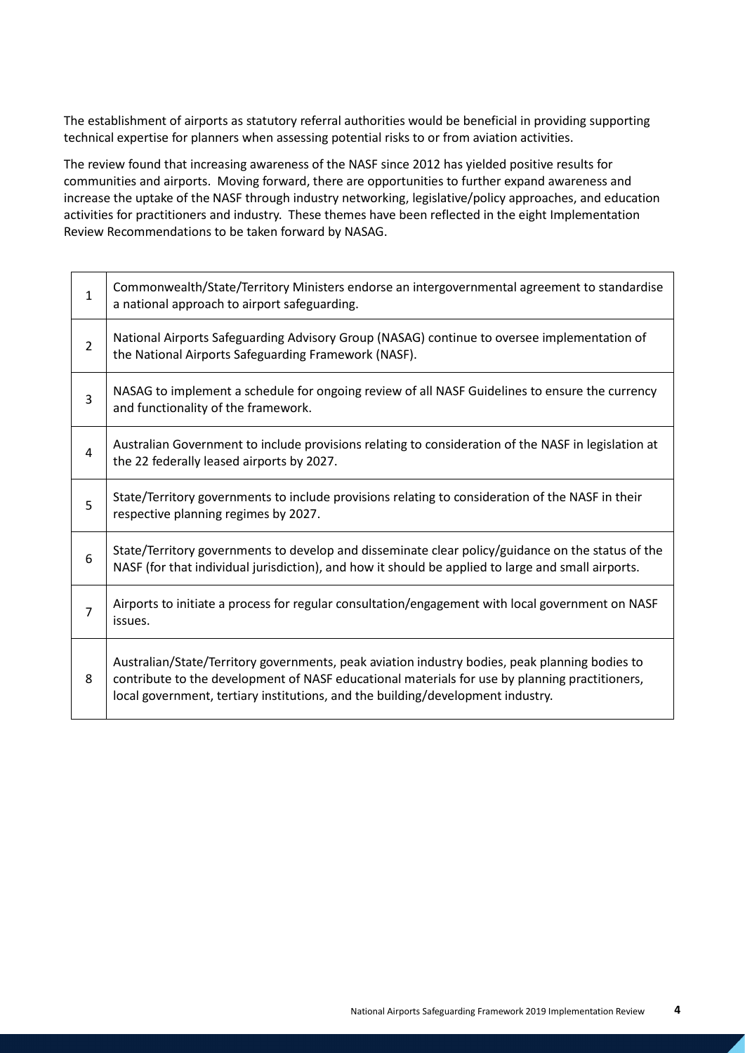The establishment of airports as statutory referral authorities would be beneficial in providing supporting technical expertise for planners when assessing potential risks to or from aviation activities.

The review found that increasing awareness of the NASF since 2012 has yielded positive results for communities and airports. Moving forward, there are opportunities to further expand awareness and increase the uptake of the NASF through industry networking, legislative/policy approaches, and education activities for practitioners and industry. These themes have been reflected in the eight Implementation Review Recommendations to be taken forward by NASAG.

| | |
|---|---|
| 1 | Commonwealth/State/Territory Ministers endorse an intergovernmental agreement to standardise a national approach to airport safeguarding. |
| 2 | National Airports Safeguarding Advisory Group (NASAG) continue to oversee implementation of the National Airports Safeguarding Framework (NASF). |
| 3 | NASAG to implement a schedule for ongoing review of all NASF Guidelines to ensure the currency and functionality of the framework. |
| 4 | Australian Government to include provisions relating to consideration of the NASF in legislation at the 22 federally leased airports by 2027. |
| 5 | State/Territory governments to include provisions relating to consideration of the NASF in their respective planning regimes by 2027. |
| 6 | State/Territory governments to develop and disseminate clear policy/guidance on the status of the NASF (for that individual jurisdiction), and how it should be applied to large and small airports. |
| 7 | Airports to initiate a process for regular consultation/engagement with local government on NASF issues. |
| 8 | Australian/State/Territory governments, peak aviation industry bodies, peak planning bodies to contribute to the development of NASF educational materials for use by planning practitioners, local government, tertiary institutions, and the building/development industry. |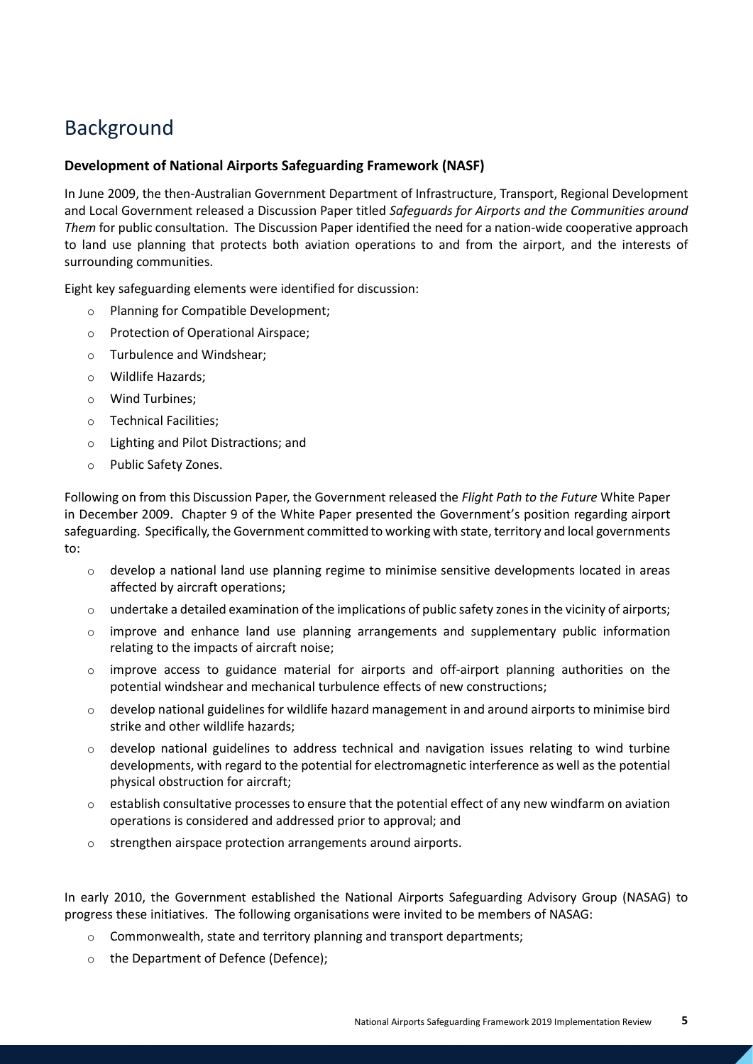# Background

**Development of National Airports Safeguarding Framework (NASF)**

In June 2009, the then-Australian Government Department of Infrastructure, Transport, Regional Development and Local Government released a Discussion Paper titled *Safeguards for Airports and the Communities around Them* for public consultation. The Discussion Paper identified the need for a nation-wide cooperative approach to land use planning that protects both aviation operations to and from the airport, and the interests of surrounding communities.

Eight key safeguarding elements were identified for discussion:

- Planning for Compatible Development;
- Protection of Operational Airspace;
- Turbulence and Windshear;
- Wildlife Hazards;
- Wind Turbines;
- Technical Facilities;
- Lighting and Pilot Distractions; and
- Public Safety Zones.

Following on from this Discussion Paper, the Government released the *Flight Path to the Future* White Paper in December 2009. Chapter 9 of the White Paper presented the Government's position regarding airport safeguarding. Specifically, the Government committed to working with state, territory and local governments to:

- develop a national land use planning regime to minimise sensitive developments located in areas affected by aircraft operations;
- undertake a detailed examination of the implications of public safety zones in the vicinity of airports;
- improve and enhance land use planning arrangements and supplementary public information relating to the impacts of aircraft noise;
- improve access to guidance material for airports and off-airport planning authorities on the potential windshear and mechanical turbulence effects of new constructions;
- develop national guidelines for wildlife hazard management in and around airports to minimise bird strike and other wildlife hazards;
- develop national guidelines to address technical and navigation issues relating to wind turbine developments, with regard to the potential for electromagnetic interference as well as the potential physical obstruction for aircraft;
- establish consultative processes to ensure that the potential effect of any new windfarm on aviation operations is considered and addressed prior to approval; and
- strengthen airspace protection arrangements around airports.

In early 2010, the Government established the National Airports Safeguarding Advisory Group (NASAG) to progress these initiatives. The following organisations were invited to be members of NASAG:

- Commonwealth, state and territory planning and transport departments;
- the Department of Defence (Defence);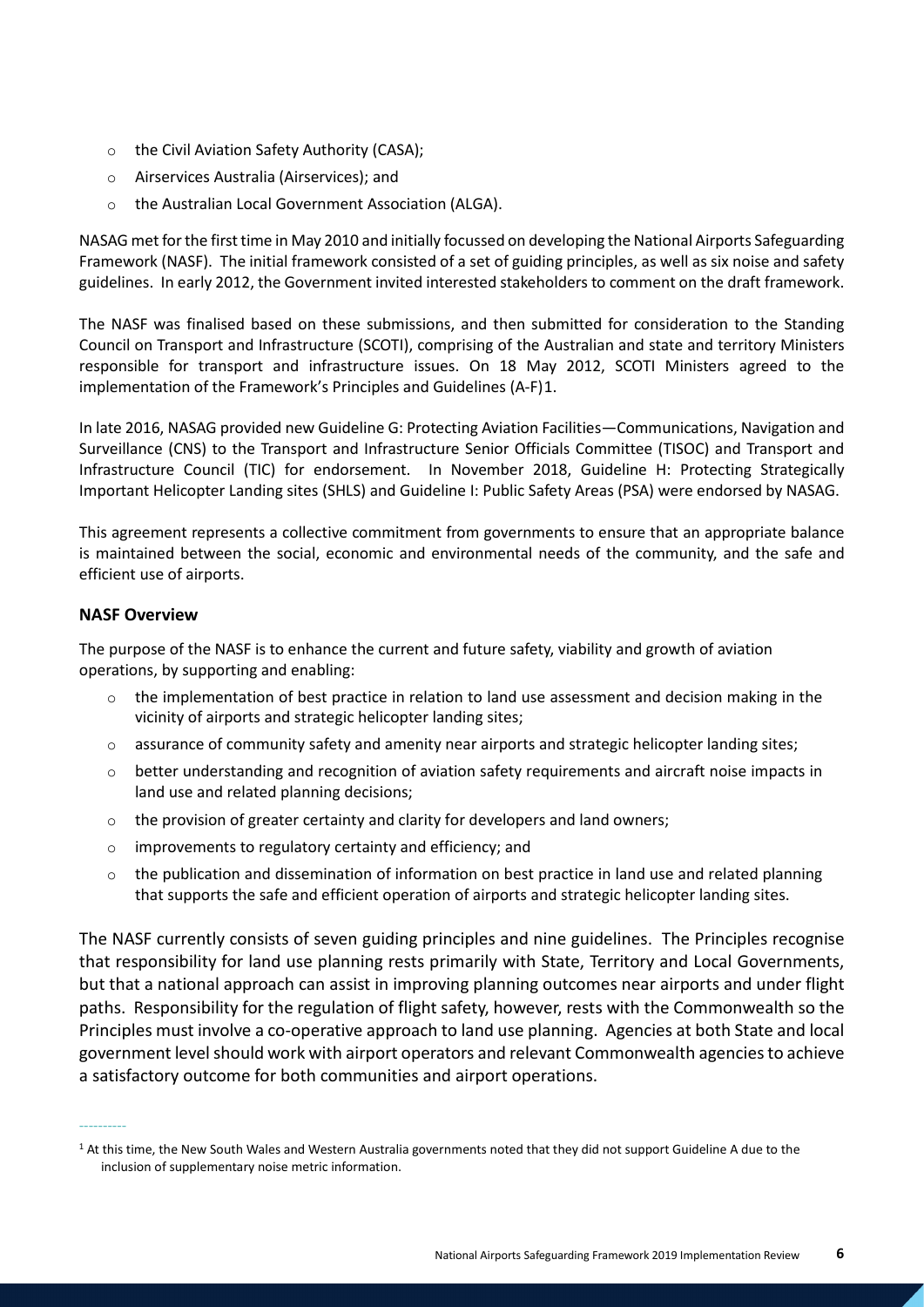- the Civil Aviation Safety Authority (CASA);
- Airservices Australia (Airservices); and
- the Australian Local Government Association (ALGA).

NASAG met for the first time in May 2010 and initially focussed on developing the National Airports Safeguarding Framework (NASF). The initial framework consisted of a set of guiding principles, as well as six noise and safety guidelines. In early 2012, the Government invited interested stakeholders to comment on the draft framework.

The NASF was finalised based on these submissions, and then submitted for consideration to the Standing Council on Transport and Infrastructure (SCOTI), comprising of the Australian and state and territory Ministers responsible for transport and infrastructure issues. On 18 May 2012, SCOTI Ministers agreed to the implementation of the Framework's Principles and Guidelines (A-F)[1].

In late 2016, NASAG provided new Guideline G: Protecting Aviation Facilities—Communications, Navigation and Surveillance (CNS) to the Transport and Infrastructure Senior Officials Committee (TISOC) and Transport and Infrastructure Council (TIC) for endorsement. In November 2018, Guideline H: Protecting Strategically Important Helicopter Landing sites (SHLS) and Guideline I: Public Safety Areas (PSA) were endorsed by NASAG.

This agreement represents a collective commitment from governments to ensure that an appropriate balance is maintained between the social, economic and environmental needs of the community, and the safe and efficient use of airports.

**NASF Overview**

The purpose of the NASF is to enhance the current and future safety, viability and growth of aviation operations, by supporting and enabling:

- the implementation of best practice in relation to land use assessment and decision making in the vicinity of airports and strategic helicopter landing sites;
- assurance of community safety and amenity near airports and strategic helicopter landing sites;
- better understanding and recognition of aviation safety requirements and aircraft noise impacts in land use and related planning decisions;
- the provision of greater certainty and clarity for developers and land owners;
- improvements to regulatory certainty and efficiency; and
- the publication and dissemination of information on best practice in land use and related planning that supports the safe and efficient operation of airports and strategic helicopter landing sites.

The NASF currently consists of seven guiding principles and nine guidelines. The Principles recognise that responsibility for land use planning rests primarily with State, Territory and Local Governments, but that a national approach can assist in improving planning outcomes near airports and under flight paths. Responsibility for the regulation of flight safety, however, rests with the Commonwealth so the Principles must involve a co-operative approach to land use planning. Agencies at both State and local government level should work with airport operators and relevant Commonwealth agencies to achieve a satisfactory outcome for both communities and airport operations.

---

[1] At this time, the New South Wales and Western Australia governments noted that they did not support Guideline A due to the inclusion of supplementary noise metric information.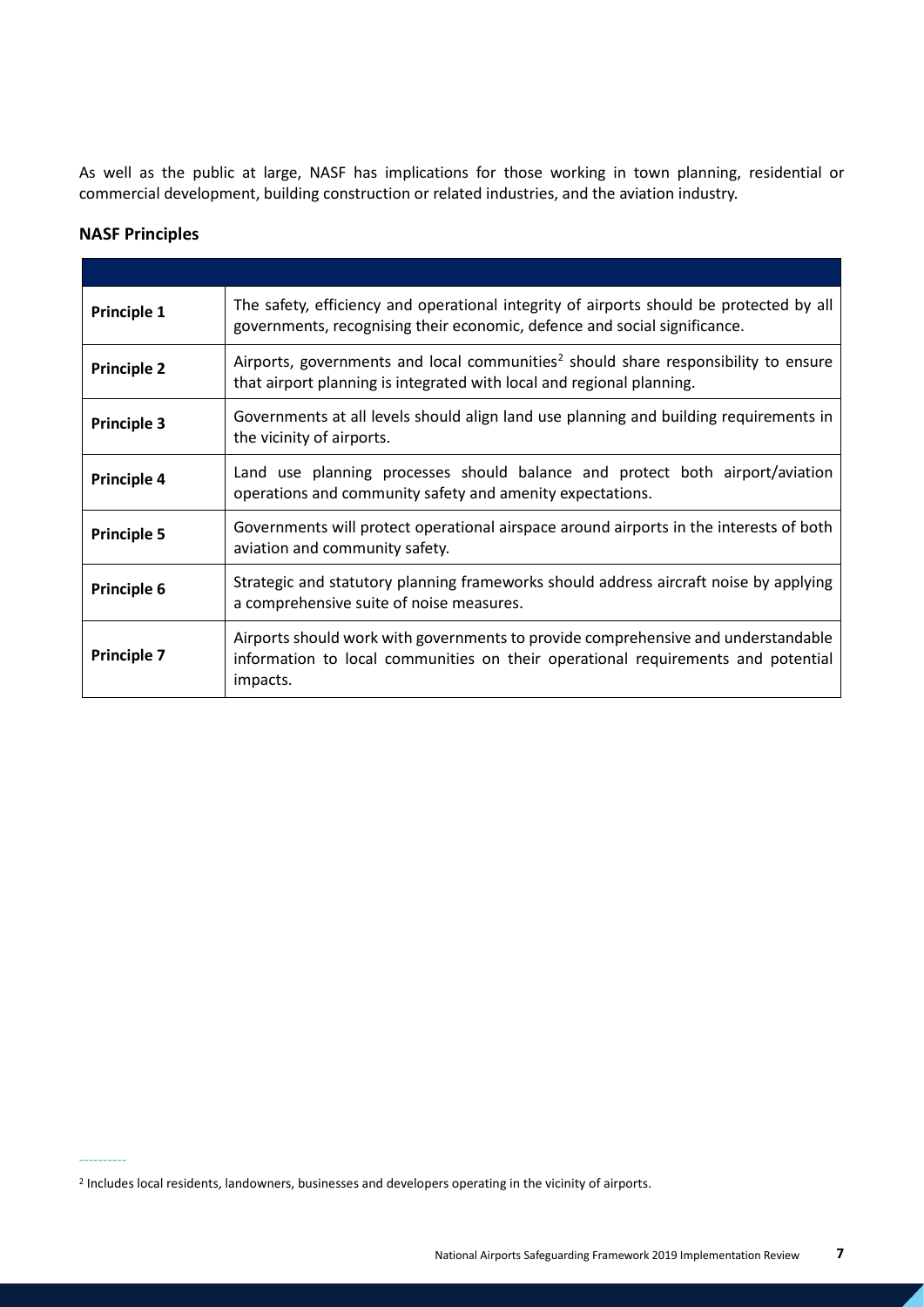As well as the public at large, NASF has implications for those working in town planning, residential or commercial development, building construction or related industries, and the aviation industry.

### NASF Principles

| | |
|---|---|
| **Principle 1** | The safety, efficiency and operational integrity of airports should be protected by all governments, recognising their economic, defence and social significance. |
| **Principle 2** | Airports, governments and local communities[2] should share responsibility to ensure that airport planning is integrated with local and regional planning. |
| **Principle 3** | Governments at all levels should align land use planning and building requirements in the vicinity of airports. |
| **Principle 4** | Land use planning processes should balance and protect both airport/aviation operations and community safety and amenity expectations. |
| **Principle 5** | Governments will protect operational airspace around airports in the interests of both aviation and community safety. |
| **Principle 6** | Strategic and statutory planning frameworks should address aircraft noise by applying a comprehensive suite of noise measures. |
| **Principle 7** | Airports should work with governments to provide comprehensive and understandable information to local communities on their operational requirements and potential impacts. |

[2] Includes local residents, landowners, businesses and developers operating in the vicinity of airports.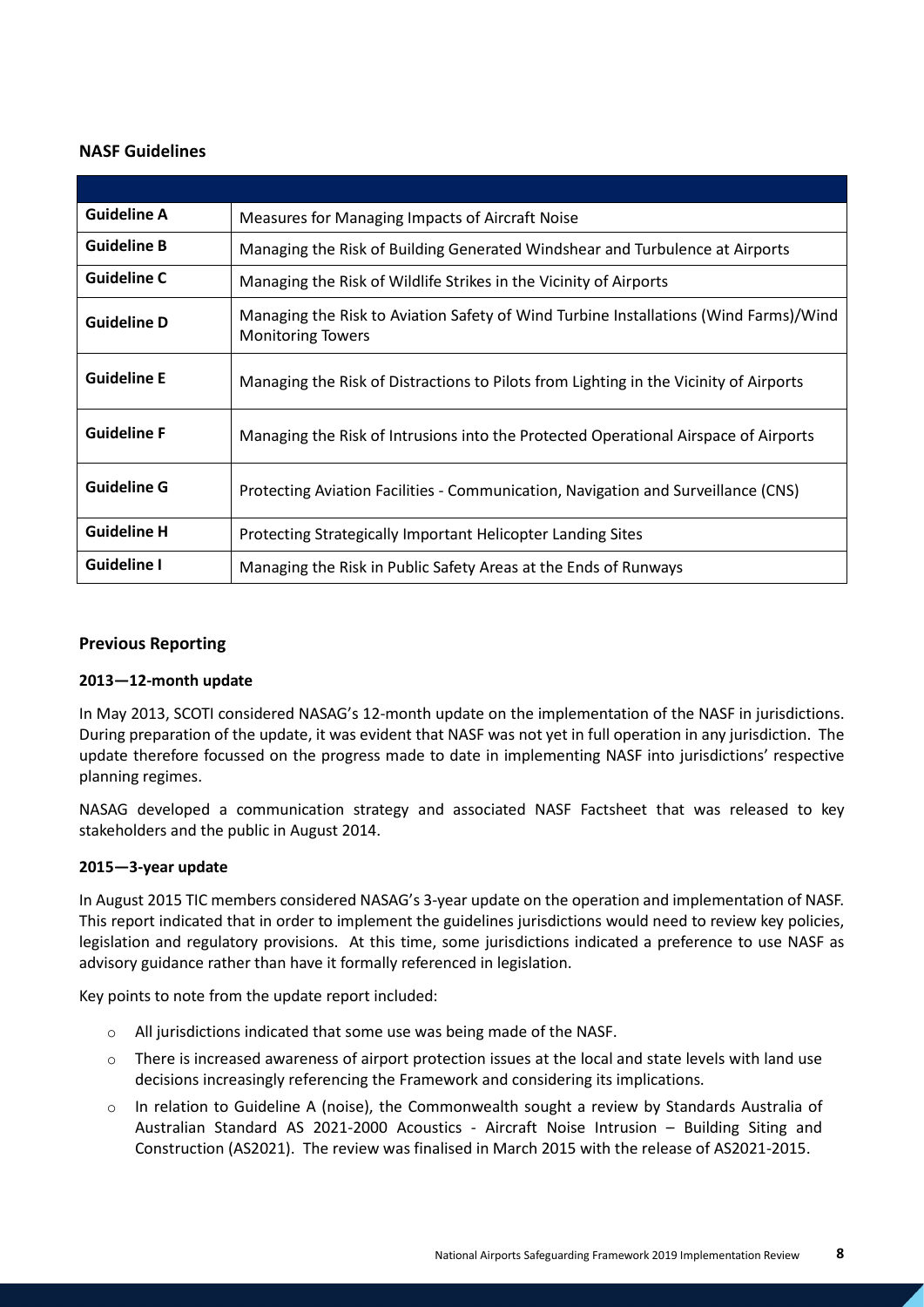## NASF Guidelines

| | |
|---|---|
| **Guideline A** | Measures for Managing Impacts of Aircraft Noise |
| **Guideline B** | Managing the Risk of Building Generated Windshear and Turbulence at Airports |
| **Guideline C** | Managing the Risk of Wildlife Strikes in the Vicinity of Airports |
| **Guideline D** | Managing the Risk to Aviation Safety of Wind Turbine Installations (Wind Farms)/Wind Monitoring Towers |
| **Guideline E** | Managing the Risk of Distractions to Pilots from Lighting in the Vicinity of Airports |
| **Guideline F** | Managing the Risk of Intrusions into the Protected Operational Airspace of Airports |
| **Guideline G** | Protecting Aviation Facilities - Communication, Navigation and Surveillance (CNS) |
| **Guideline H** | Protecting Strategically Important Helicopter Landing Sites |
| **Guideline I** | Managing the Risk in Public Safety Areas at the Ends of Runways |

## Previous Reporting

### 2013—12-month update

In May 2013, SCOTI considered NASAG's 12-month update on the implementation of the NASF in jurisdictions. During preparation of the update, it was evident that NASF was not yet in full operation in any jurisdiction. The update therefore focussed on the progress made to date in implementing NASF into jurisdictions' respective planning regimes.

NASAG developed a communication strategy and associated NASF Factsheet that was released to key stakeholders and the public in August 2014.

### 2015—3-year update

In August 2015 TIC members considered NASAG's 3-year update on the operation and implementation of NASF. This report indicated that in order to implement the guidelines jurisdictions would need to review key policies, legislation and regulatory provisions. At this time, some jurisdictions indicated a preference to use NASF as advisory guidance rather than have it formally referenced in legislation.

Key points to note from the update report included:

- All jurisdictions indicated that some use was being made of the NASF.
- There is increased awareness of airport protection issues at the local and state levels with land use decisions increasingly referencing the Framework and considering its implications.
- In relation to Guideline A (noise), the Commonwealth sought a review by Standards Australia of Australian Standard AS 2021-2000 Acoustics - Aircraft Noise Intrusion – Building Siting and Construction (AS2021). The review was finalised in March 2015 with the release of AS2021-2015.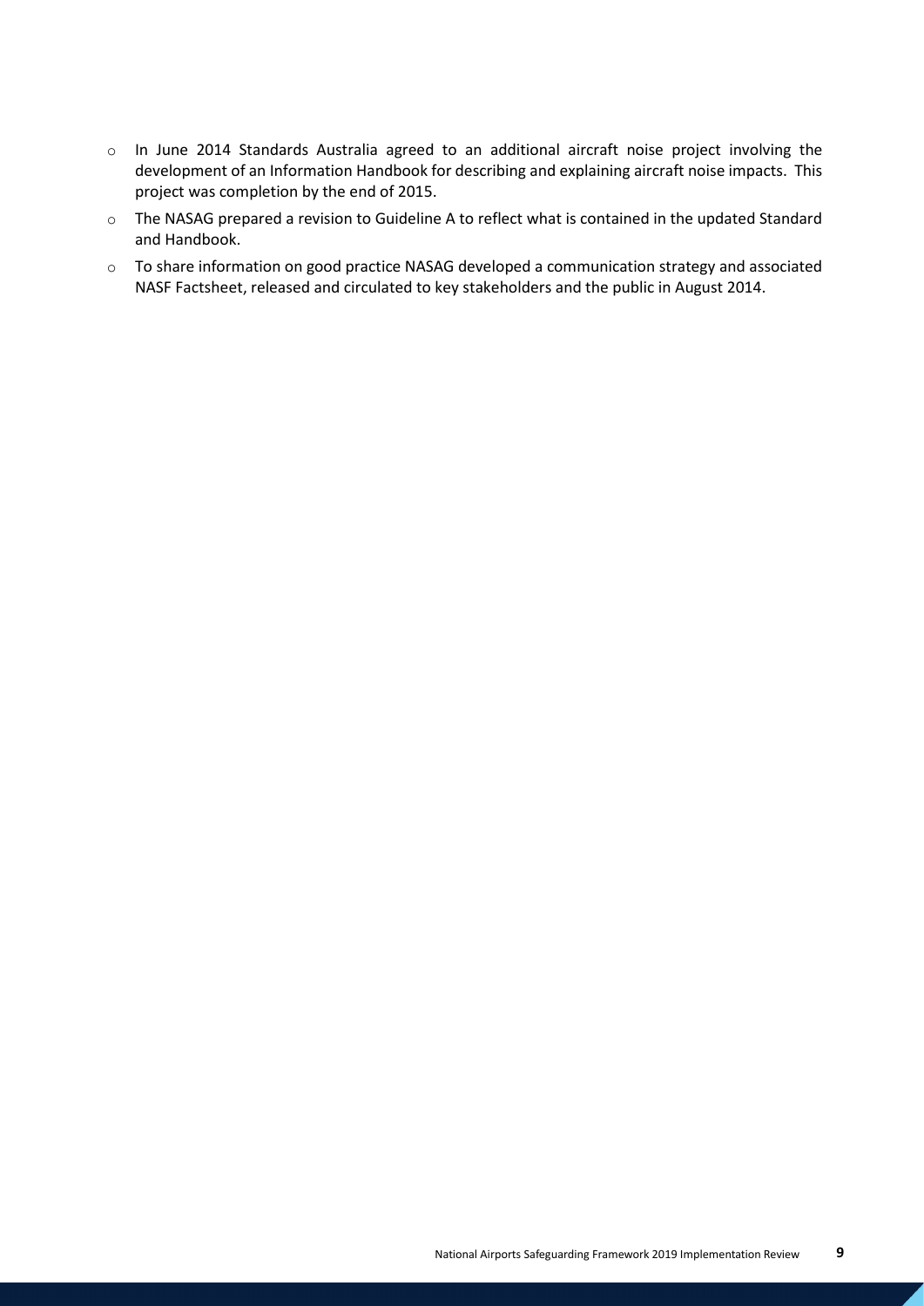- In June 2014 Standards Australia agreed to an additional aircraft noise project involving the development of an Information Handbook for describing and explaining aircraft noise impacts. This project was completion by the end of 2015.
- The NASAG prepared a revision to Guideline A to reflect what is contained in the updated Standard and Handbook.
- To share information on good practice NASAG developed a communication strategy and associated NASF Factsheet, released and circulated to key stakeholders and the public in August 2014.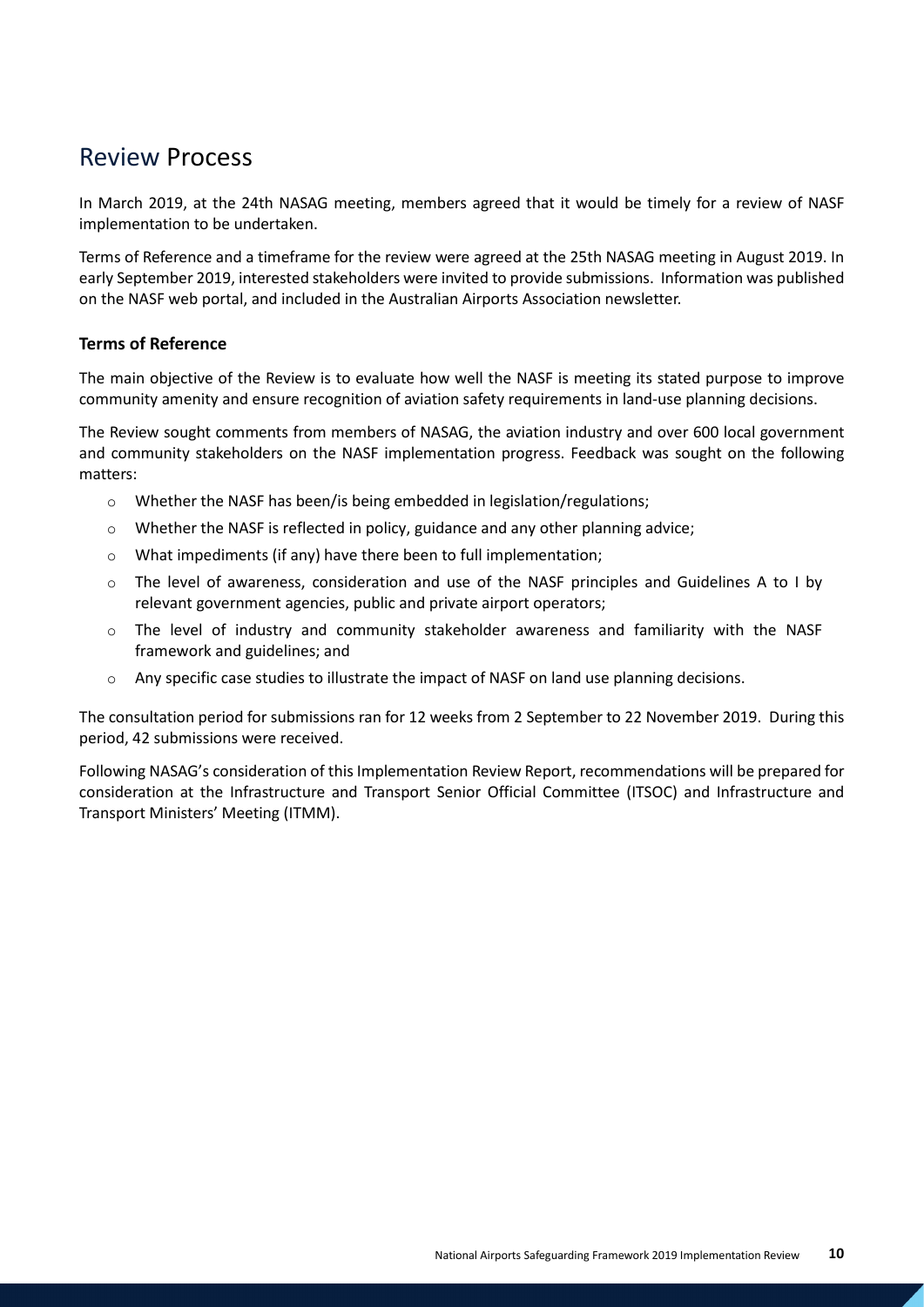# Review Process

In March 2019, at the 24th NASAG meeting, members agreed that it would be timely for a review of NASF implementation to be undertaken.

Terms of Reference and a timeframe for the review were agreed at the 25th NASAG meeting in August 2019. In early September 2019, interested stakeholders were invited to provide submissions. Information was published on the NASF web portal, and included in the Australian Airports Association newsletter.

### Terms of Reference

The main objective of the Review is to evaluate how well the NASF is meeting its stated purpose to improve community amenity and ensure recognition of aviation safety requirements in land-use planning decisions.

The Review sought comments from members of NASAG, the aviation industry and over 600 local government and community stakeholders on the NASF implementation progress. Feedback was sought on the following matters:

- Whether the NASF has been/is being embedded in legislation/regulations;
- Whether the NASF is reflected in policy, guidance and any other planning advice;
- What impediments (if any) have there been to full implementation;
- The level of awareness, consideration and use of the NASF principles and Guidelines A to I by relevant government agencies, public and private airport operators;
- The level of industry and community stakeholder awareness and familiarity with the NASF framework and guidelines; and
- Any specific case studies to illustrate the impact of NASF on land use planning decisions.

The consultation period for submissions ran for 12 weeks from 2 September to 22 November 2019. During this period, 42 submissions were received.

Following NASAG's consideration of this Implementation Review Report, recommendations will be prepared for consideration at the Infrastructure and Transport Senior Official Committee (ITSOC) and Infrastructure and Transport Ministers' Meeting (ITMM).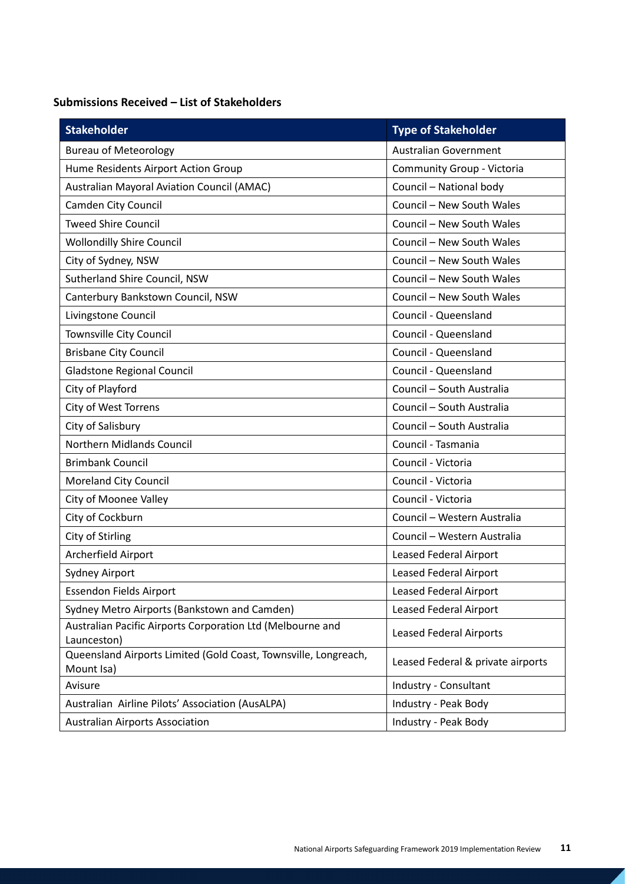**Submissions Received – List of Stakeholders**

| Stakeholder | Type of Stakeholder |
| --- | --- |
| Bureau of Meteorology | Australian Government |
| Hume Residents Airport Action Group | Community Group - Victoria |
| Australian Mayoral Aviation Council (AMAC) | Council – National body |
| Camden City Council | Council – New South Wales |
| Tweed Shire Council | Council – New South Wales |
| Wollondilly Shire Council | Council – New South Wales |
| City of Sydney, NSW | Council – New South Wales |
| Sutherland Shire Council, NSW | Council – New South Wales |
| Canterbury Bankstown Council, NSW | Council – New South Wales |
| Livingstone Council | Council - Queensland |
| Townsville City Council | Council - Queensland |
| Brisbane City Council | Council - Queensland |
| Gladstone Regional Council | Council - Queensland |
| City of Playford | Council – South Australia |
| City of West Torrens | Council – South Australia |
| City of Salisbury | Council – South Australia |
| Northern Midlands Council | Council - Tasmania |
| Brimbank Council | Council - Victoria |
| Moreland City Council | Council - Victoria |
| City of Moonee Valley | Council - Victoria |
| City of Cockburn | Council – Western Australia |
| City of Stirling | Council – Western Australia |
| Archerfield Airport | Leased Federal Airport |
| Sydney Airport | Leased Federal Airport |
| Essendon Fields Airport | Leased Federal Airport |
| Sydney Metro Airports (Bankstown and Camden) | Leased Federal Airport |
| Australian Pacific Airports Corporation Ltd (Melbourne and Launceston) | Leased Federal Airports |
| Queensland Airports Limited (Gold Coast, Townsville, Longreach, Mount Isa) | Leased Federal & private airports |
| Avisure | Industry - Consultant |
| Australian Airline Pilots' Association (AusALPA) | Industry - Peak Body |
| Australian Airports Association | Industry - Peak Body |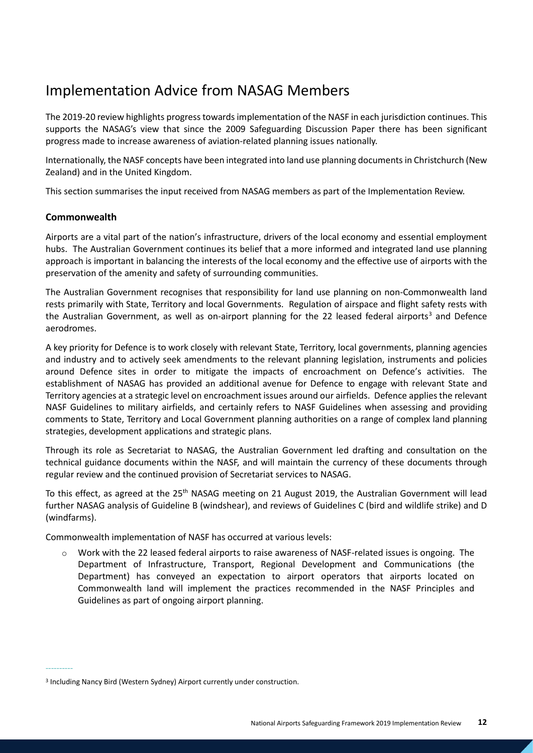# Implementation Advice from NASAG Members

The 2019-20 review highlights progress towards implementation of the NASF in each jurisdiction continues. This supports the NASAG's view that since the 2009 Safeguarding Discussion Paper there has been significant progress made to increase awareness of aviation-related planning issues nationally.

Internationally, the NASF concepts have been integrated into land use planning documents in Christchurch (New Zealand) and in the United Kingdom.

This section summarises the input received from NASAG members as part of the Implementation Review.

### Commonwealth

Airports are a vital part of the nation's infrastructure, drivers of the local economy and essential employment hubs. The Australian Government continues its belief that a more informed and integrated land use planning approach is important in balancing the interests of the local economy and the effective use of airports with the preservation of the amenity and safety of surrounding communities.

The Australian Government recognises that responsibility for land use planning on non-Commonwealth land rests primarily with State, Territory and local Governments. Regulation of airspace and flight safety rests with the Australian Government, as well as on-airport planning for the 22 leased federal airports[3] and Defence aerodromes.

A key priority for Defence is to work closely with relevant State, Territory, local governments, planning agencies and industry and to actively seek amendments to the relevant planning legislation, instruments and policies around Defence sites in order to mitigate the impacts of encroachment on Defence's activities. The establishment of NASAG has provided an additional avenue for Defence to engage with relevant State and Territory agencies at a strategic level on encroachment issues around our airfields. Defence applies the relevant NASF Guidelines to military airfields, and certainly refers to NASF Guidelines when assessing and providing comments to State, Territory and Local Government planning authorities on a range of complex land planning strategies, development applications and strategic plans.

Through its role as Secretariat to NASAG, the Australian Government led drafting and consultation on the technical guidance documents within the NASF, and will maintain the currency of these documents through regular review and the continued provision of Secretariat services to NASAG.

To this effect, as agreed at the 25th NASAG meeting on 21 August 2019, the Australian Government will lead further NASAG analysis of Guideline B (windshear), and reviews of Guidelines C (bird and wildlife strike) and D (windfarms).

Commonwealth implementation of NASF has occurred at various levels:

- Work with the 22 leased federal airports to raise awareness of NASF-related issues is ongoing. The Department of Infrastructure, Transport, Regional Development and Communications (the Department) has conveyed an expectation to airport operators that airports located on Commonwealth land will implement the practices recommended in the NASF Principles and Guidelines as part of ongoing airport planning.

---

[3] Including Nancy Bird (Western Sydney) Airport currently under construction.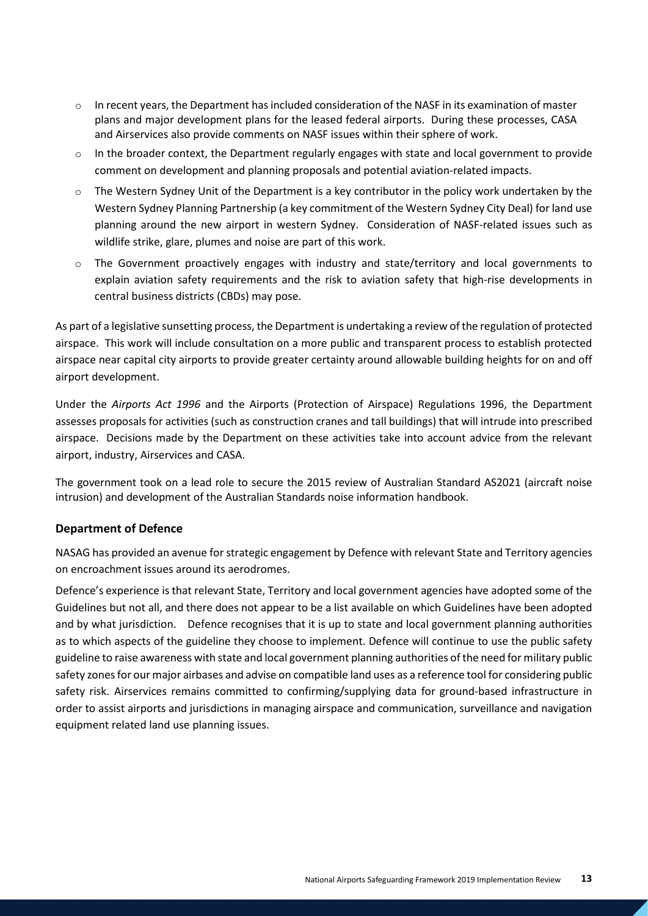- In recent years, the Department has included consideration of the NASF in its examination of master plans and major development plans for the leased federal airports. During these processes, CASA and Airservices also provide comments on NASF issues within their sphere of work.
- In the broader context, the Department regularly engages with state and local government to provide comment on development and planning proposals and potential aviation-related impacts.
- The Western Sydney Unit of the Department is a key contributor in the policy work undertaken by the Western Sydney Planning Partnership (a key commitment of the Western Sydney City Deal) for land use planning around the new airport in western Sydney. Consideration of NASF-related issues such as wildlife strike, glare, plumes and noise are part of this work.
- The Government proactively engages with industry and state/territory and local governments to explain aviation safety requirements and the risk to aviation safety that high-rise developments in central business districts (CBDs) may pose.

As part of a legislative sunsetting process, the Department is undertaking a review of the regulation of protected airspace. This work will include consultation on a more public and transparent process to establish protected airspace near capital city airports to provide greater certainty around allowable building heights for on and off airport development.

Under the *Airports Act 1996* and the Airports (Protection of Airspace) Regulations 1996, the Department assesses proposals for activities (such as construction cranes and tall buildings) that will intrude into prescribed airspace. Decisions made by the Department on these activities take into account advice from the relevant airport, industry, Airservices and CASA.

The government took on a lead role to secure the 2015 review of Australian Standard AS2021 (aircraft noise intrusion) and development of the Australian Standards noise information handbook.

### Department of Defence

NASAG has provided an avenue for strategic engagement by Defence with relevant State and Territory agencies on encroachment issues around its aerodromes.

Defence's experience is that relevant State, Territory and local government agencies have adopted some of the Guidelines but not all, and there does not appear to be a list available on which Guidelines have been adopted and by what jurisdiction. Defence recognises that it is up to state and local government planning authorities as to which aspects of the guideline they choose to implement. Defence will continue to use the public safety guideline to raise awareness with state and local government planning authorities of the need for military public safety zones for our major airbases and advise on compatible land uses as a reference tool for considering public safety risk. Airservices remains committed to confirming/supplying data for ground-based infrastructure in order to assist airports and jurisdictions in managing airspace and communication, surveillance and navigation equipment related land use planning issues.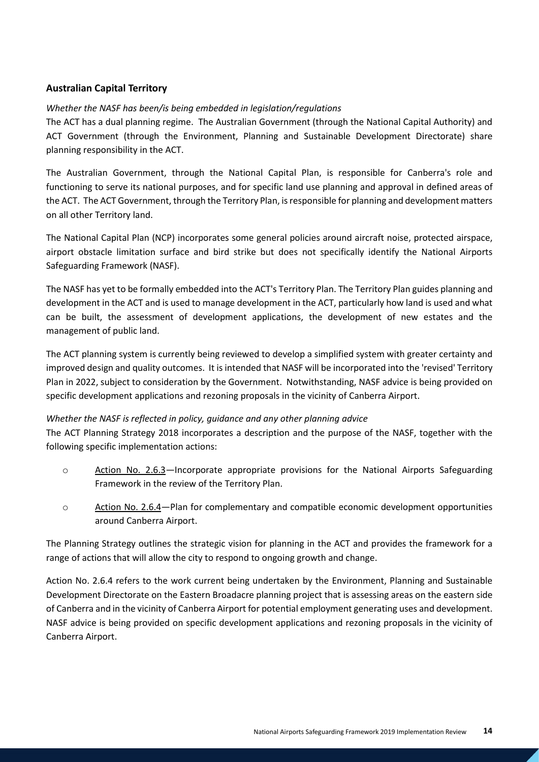## Australian Capital Territory

*Whether the NASF has been/is being embedded in legislation/regulations*

The ACT has a dual planning regime. The Australian Government (through the National Capital Authority) and ACT Government (through the Environment, Planning and Sustainable Development Directorate) share planning responsibility in the ACT.

The Australian Government, through the National Capital Plan, is responsible for Canberra's role and functioning to serve its national purposes, and for specific land use planning and approval in defined areas of the ACT. The ACT Government, through the Territory Plan, is responsible for planning and development matters on all other Territory land.

The National Capital Plan (NCP) incorporates some general policies around aircraft noise, protected airspace, airport obstacle limitation surface and bird strike but does not specifically identify the National Airports Safeguarding Framework (NASF).

The NASF has yet to be formally embedded into the ACT's Territory Plan. The Territory Plan guides planning and development in the ACT and is used to manage development in the ACT, particularly how land is used and what can be built, the assessment of development applications, the development of new estates and the management of public land.

The ACT planning system is currently being reviewed to develop a simplified system with greater certainty and improved design and quality outcomes. It is intended that NASF will be incorporated into the 'revised' Territory Plan in 2022, subject to consideration by the Government. Notwithstanding, NASF advice is being provided on specific development applications and rezoning proposals in the vicinity of Canberra Airport.

*Whether the NASF is reflected in policy, guidance and any other planning advice*

The ACT Planning Strategy 2018 incorporates a description and the purpose of the NASF, together with the following specific implementation actions:

- Action No. 2.6.3—Incorporate appropriate provisions for the National Airports Safeguarding Framework in the review of the Territory Plan.
- Action No. 2.6.4—Plan for complementary and compatible economic development opportunities around Canberra Airport.

The Planning Strategy outlines the strategic vision for planning in the ACT and provides the framework for a range of actions that will allow the city to respond to ongoing growth and change.

Action No. 2.6.4 refers to the work current being undertaken by the Environment, Planning and Sustainable Development Directorate on the Eastern Broadacre planning project that is assessing areas on the eastern side of Canberra and in the vicinity of Canberra Airport for potential employment generating uses and development. NASF advice is being provided on specific development applications and rezoning proposals in the vicinity of Canberra Airport.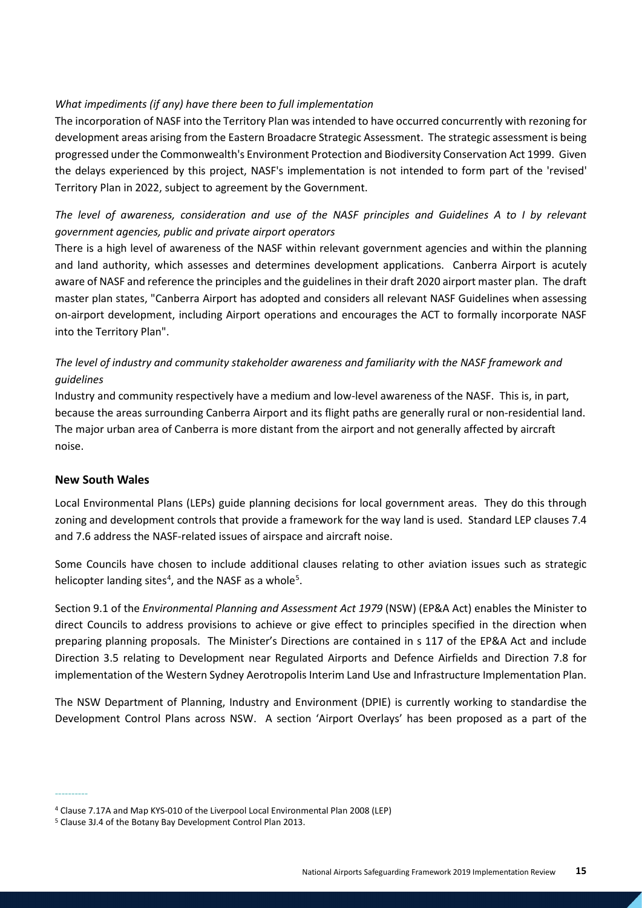*What impediments (if any) have there been to full implementation*

The incorporation of NASF into the Territory Plan was intended to have occurred concurrently with rezoning for development areas arising from the Eastern Broadacre Strategic Assessment. The strategic assessment is being progressed under the Commonwealth's Environment Protection and Biodiversity Conservation Act 1999. Given the delays experienced by this project, NASF's implementation is not intended to form part of the 'revised' Territory Plan in 2022, subject to agreement by the Government.

*The level of awareness, consideration and use of the NASF principles and Guidelines A to I by relevant government agencies, public and private airport operators*

There is a high level of awareness of the NASF within relevant government agencies and within the planning and land authority, which assesses and determines development applications. Canberra Airport is acutely aware of NASF and reference the principles and the guidelines in their draft 2020 airport master plan. The draft master plan states, "Canberra Airport has adopted and considers all relevant NASF Guidelines when assessing on-airport development, including Airport operations and encourages the ACT to formally incorporate NASF into the Territory Plan".

*The level of industry and community stakeholder awareness and familiarity with the NASF framework and guidelines*

Industry and community respectively have a medium and low-level awareness of the NASF. This is, in part, because the areas surrounding Canberra Airport and its flight paths are generally rural or non-residential land. The major urban area of Canberra is more distant from the airport and not generally affected by aircraft noise.

### New South Wales

Local Environmental Plans (LEPs) guide planning decisions for local government areas. They do this through zoning and development controls that provide a framework for the way land is used. Standard LEP clauses 7.4 and 7.6 address the NASF-related issues of airspace and aircraft noise.

Some Councils have chosen to include additional clauses relating to other aviation issues such as strategic helicopter landing sites[4], and the NASF as a whole[5].

Section 9.1 of the *Environmental Planning and Assessment Act 1979* (NSW) (EP&A Act) enables the Minister to direct Councils to address provisions to achieve or give effect to principles specified in the direction when preparing planning proposals. The Minister's Directions are contained in s 117 of the EP&A Act and include Direction 3.5 relating to Development near Regulated Airports and Defence Airfields and Direction 7.8 for implementation of the Western Sydney Aerotropolis Interim Land Use and Infrastructure Implementation Plan.

The NSW Department of Planning, Industry and Environment (DPIE) is currently working to standardise the Development Control Plans across NSW. A section 'Airport Overlays' has been proposed as a part of the

---

[4] Clause 7.17A and Map KYS-010 of the Liverpool Local Environmental Plan 2008 (LEP)

[5] Clause 3J.4 of the Botany Bay Development Control Plan 2013.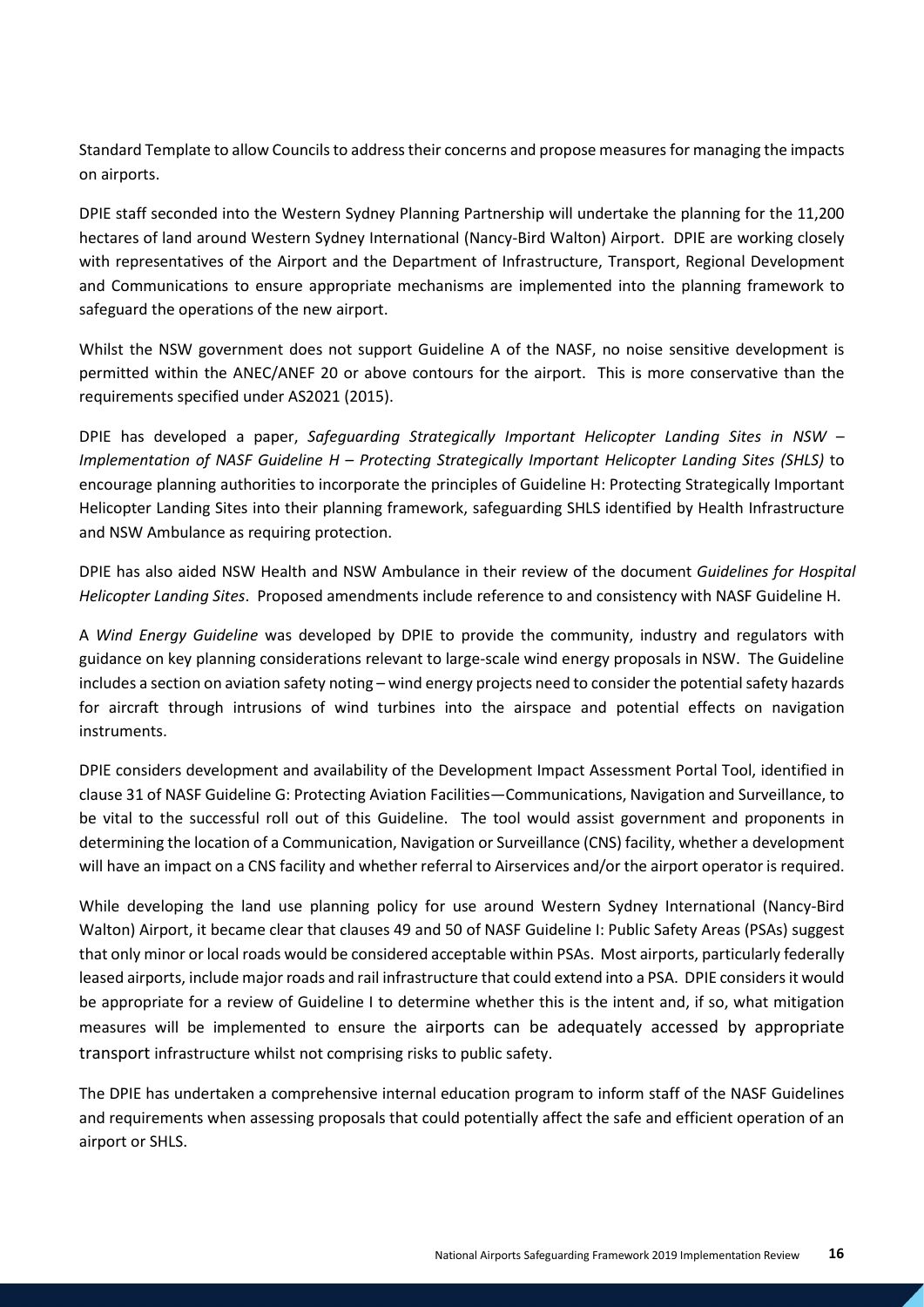Standard Template to allow Councils to address their concerns and propose measures for managing the impacts on airports.

DPIE staff seconded into the Western Sydney Planning Partnership will undertake the planning for the 11,200 hectares of land around Western Sydney International (Nancy-Bird Walton) Airport. DPIE are working closely with representatives of the Airport and the Department of Infrastructure, Transport, Regional Development and Communications to ensure appropriate mechanisms are implemented into the planning framework to safeguard the operations of the new airport.

Whilst the NSW government does not support Guideline A of the NASF, no noise sensitive development is permitted within the ANEC/ANEF 20 or above contours for the airport. This is more conservative than the requirements specified under AS2021 (2015).

DPIE has developed a paper, *Safeguarding Strategically Important Helicopter Landing Sites in NSW – Implementation of NASF Guideline H – Protecting Strategically Important Helicopter Landing Sites (SHLS)* to encourage planning authorities to incorporate the principles of Guideline H: Protecting Strategically Important Helicopter Landing Sites into their planning framework, safeguarding SHLS identified by Health Infrastructure and NSW Ambulance as requiring protection.

DPIE has also aided NSW Health and NSW Ambulance in their review of the document *Guidelines for Hospital Helicopter Landing Sites*. Proposed amendments include reference to and consistency with NASF Guideline H.

A *Wind Energy Guideline* was developed by DPIE to provide the community, industry and regulators with guidance on key planning considerations relevant to large-scale wind energy proposals in NSW. The Guideline includes a section on aviation safety noting – wind energy projects need to consider the potential safety hazards for aircraft through intrusions of wind turbines into the airspace and potential effects on navigation instruments.

DPIE considers development and availability of the Development Impact Assessment Portal Tool, identified in clause 31 of NASF Guideline G: Protecting Aviation Facilities—Communications, Navigation and Surveillance, to be vital to the successful roll out of this Guideline. The tool would assist government and proponents in determining the location of a Communication, Navigation or Surveillance (CNS) facility, whether a development will have an impact on a CNS facility and whether referral to Airservices and/or the airport operator is required.

While developing the land use planning policy for use around Western Sydney International (Nancy-Bird Walton) Airport, it became clear that clauses 49 and 50 of NASF Guideline I: Public Safety Areas (PSAs) suggest that only minor or local roads would be considered acceptable within PSAs. Most airports, particularly federally leased airports, include major roads and rail infrastructure that could extend into a PSA. DPIE considers it would be appropriate for a review of Guideline I to determine whether this is the intent and, if so, what mitigation measures will be implemented to ensure the airports can be adequately accessed by appropriate transport infrastructure whilst not comprising risks to public safety.

The DPIE has undertaken a comprehensive internal education program to inform staff of the NASF Guidelines and requirements when assessing proposals that could potentially affect the safe and efficient operation of an airport or SHLS.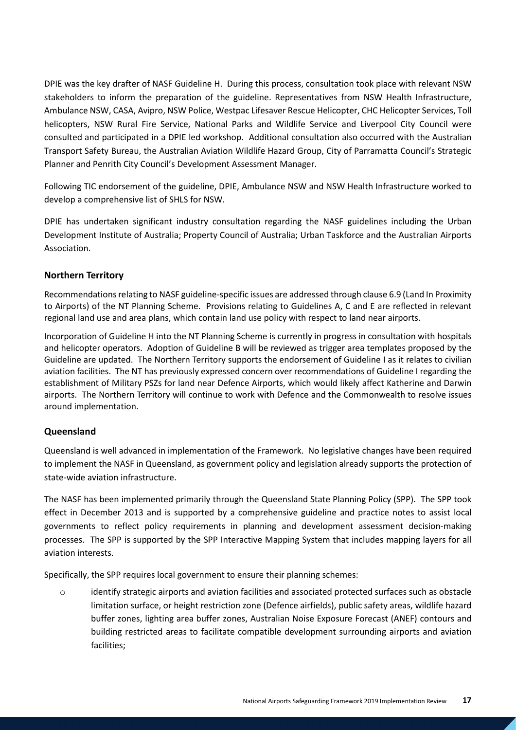DPIE was the key drafter of NASF Guideline H. During this process, consultation took place with relevant NSW stakeholders to inform the preparation of the guideline. Representatives from NSW Health Infrastructure, Ambulance NSW, CASA, Avipro, NSW Police, Westpac Lifesaver Rescue Helicopter, CHC Helicopter Services, Toll helicopters, NSW Rural Fire Service, National Parks and Wildlife Service and Liverpool City Council were consulted and participated in a DPIE led workshop. Additional consultation also occurred with the Australian Transport Safety Bureau, the Australian Aviation Wildlife Hazard Group, City of Parramatta Council's Strategic Planner and Penrith City Council's Development Assessment Manager.

Following TIC endorsement of the guideline, DPIE, Ambulance NSW and NSW Health Infrastructure worked to develop a comprehensive list of SHLS for NSW.

DPIE has undertaken significant industry consultation regarding the NASF guidelines including the Urban Development Institute of Australia; Property Council of Australia; Urban Taskforce and the Australian Airports Association.

### Northern Territory

Recommendations relating to NASF guideline-specific issues are addressed through clause 6.9 (Land In Proximity to Airports) of the NT Planning Scheme. Provisions relating to Guidelines A, C and E are reflected in relevant regional land use and area plans, which contain land use policy with respect to land near airports.

Incorporation of Guideline H into the NT Planning Scheme is currently in progress in consultation with hospitals and helicopter operators. Adoption of Guideline B will be reviewed as trigger area templates proposed by the Guideline are updated. The Northern Territory supports the endorsement of Guideline I as it relates to civilian aviation facilities. The NT has previously expressed concern over recommendations of Guideline I regarding the establishment of Military PSZs for land near Defence Airports, which would likely affect Katherine and Darwin airports. The Northern Territory will continue to work with Defence and the Commonwealth to resolve issues around implementation.

### Queensland

Queensland is well advanced in implementation of the Framework. No legislative changes have been required to implement the NASF in Queensland, as government policy and legislation already supports the protection of state-wide aviation infrastructure.

The NASF has been implemented primarily through the Queensland State Planning Policy (SPP). The SPP took effect in December 2013 and is supported by a comprehensive guideline and practice notes to assist local governments to reflect policy requirements in planning and development assessment decision-making processes. The SPP is supported by the SPP Interactive Mapping System that includes mapping layers for all aviation interests.

Specifically, the SPP requires local government to ensure their planning schemes:

- identify strategic airports and aviation facilities and associated protected surfaces such as obstacle limitation surface, or height restriction zone (Defence airfields), public safety areas, wildlife hazard buffer zones, lighting area buffer zones, Australian Noise Exposure Forecast (ANEF) contours and building restricted areas to facilitate compatible development surrounding airports and aviation facilities;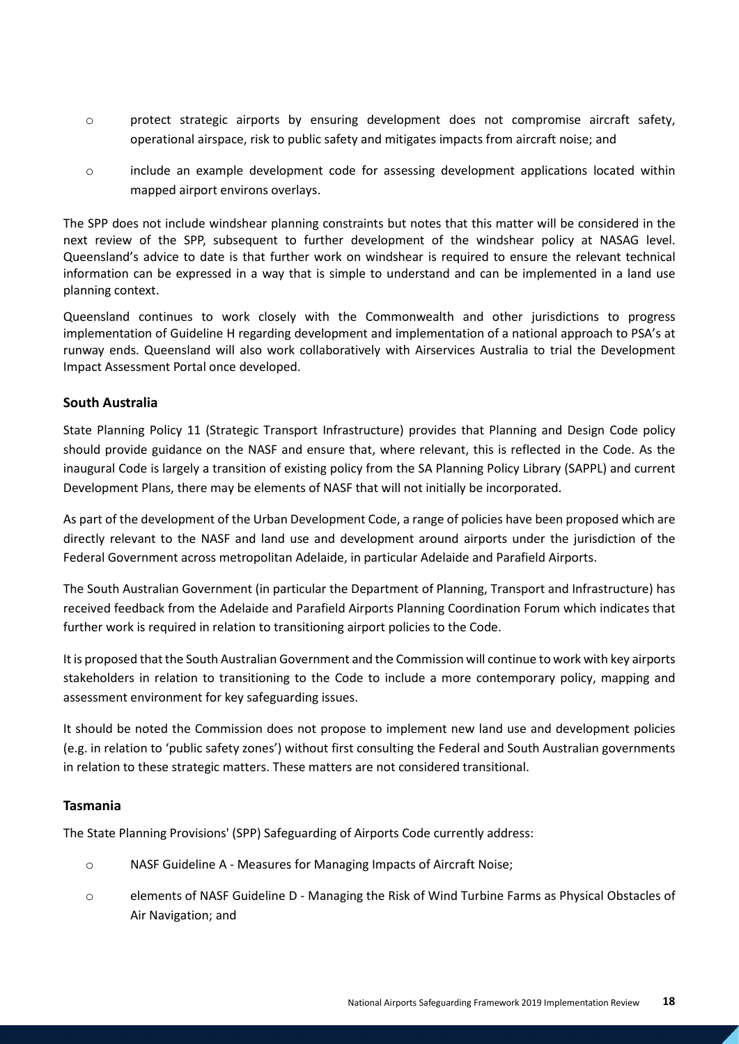- protect strategic airports by ensuring development does not compromise aircraft safety, operational airspace, risk to public safety and mitigates impacts from aircraft noise; and
- include an example development code for assessing development applications located within mapped airport environs overlays.

The SPP does not include windshear planning constraints but notes that this matter will be considered in the next review of the SPP, subsequent to further development of the windshear policy at NASAG level. Queensland's advice to date is that further work on windshear is required to ensure the relevant technical information can be expressed in a way that is simple to understand and can be implemented in a land use planning context.

Queensland continues to work closely with the Commonwealth and other jurisdictions to progress implementation of Guideline H regarding development and implementation of a national approach to PSA's at runway ends. Queensland will also work collaboratively with Airservices Australia to trial the Development Impact Assessment Portal once developed.

### South Australia

State Planning Policy 11 (Strategic Transport Infrastructure) provides that Planning and Design Code policy should provide guidance on the NASF and ensure that, where relevant, this is reflected in the Code. As the inaugural Code is largely a transition of existing policy from the SA Planning Policy Library (SAPPL) and current Development Plans, there may be elements of NASF that will not initially be incorporated.

As part of the development of the Urban Development Code, a range of policies have been proposed which are directly relevant to the NASF and land use and development around airports under the jurisdiction of the Federal Government across metropolitan Adelaide, in particular Adelaide and Parafield Airports.

The South Australian Government (in particular the Department of Planning, Transport and Infrastructure) has received feedback from the Adelaide and Parafield Airports Planning Coordination Forum which indicates that further work is required in relation to transitioning airport policies to the Code.

It is proposed that the South Australian Government and the Commission will continue to work with key airports stakeholders in relation to transitioning to the Code to include a more contemporary policy, mapping and assessment environment for key safeguarding issues.

It should be noted the Commission does not propose to implement new land use and development policies (e.g. in relation to 'public safety zones') without first consulting the Federal and South Australian governments in relation to these strategic matters. These matters are not considered transitional.

### Tasmania

The State Planning Provisions' (SPP) Safeguarding of Airports Code currently address:

- NASF Guideline A - Measures for Managing Impacts of Aircraft Noise;
- elements of NASF Guideline D - Managing the Risk of Wind Turbine Farms as Physical Obstacles of Air Navigation; and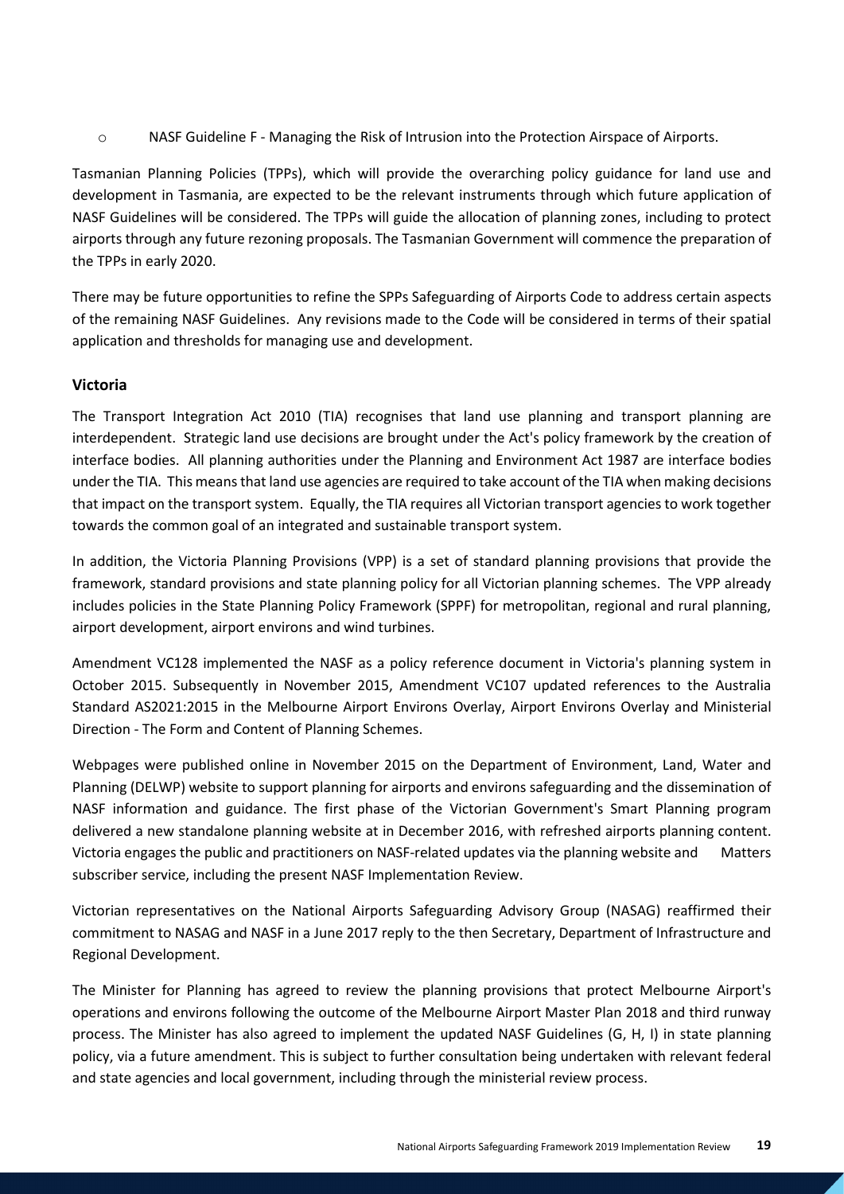- NASF Guideline F - Managing the Risk of Intrusion into the Protection Airspace of Airports.

Tasmanian Planning Policies (TPPs), which will provide the overarching policy guidance for land use and development in Tasmania, are expected to be the relevant instruments through which future application of NASF Guidelines will be considered. The TPPs will guide the allocation of planning zones, including to protect airports through any future rezoning proposals. The Tasmanian Government will commence the preparation of the TPPs in early 2020.

There may be future opportunities to refine the SPPs Safeguarding of Airports Code to address certain aspects of the remaining NASF Guidelines. Any revisions made to the Code will be considered in terms of their spatial application and thresholds for managing use and development.

### Victoria

The Transport Integration Act 2010 (TIA) recognises that land use planning and transport planning are interdependent. Strategic land use decisions are brought under the Act's policy framework by the creation of interface bodies. All planning authorities under the Planning and Environment Act 1987 are interface bodies under the TIA. This means that land use agencies are required to take account of the TIA when making decisions that impact on the transport system. Equally, the TIA requires all Victorian transport agencies to work together towards the common goal of an integrated and sustainable transport system.

In addition, the Victoria Planning Provisions (VPP) is a set of standard planning provisions that provide the framework, standard provisions and state planning policy for all Victorian planning schemes. The VPP already includes policies in the State Planning Policy Framework (SPPF) for metropolitan, regional and rural planning, airport development, airport environs and wind turbines.

Amendment VC128 implemented the NASF as a policy reference document in Victoria's planning system in October 2015. Subsequently in November 2015, Amendment VC107 updated references to the Australia Standard AS2021:2015 in the Melbourne Airport Environs Overlay, Airport Environs Overlay and Ministerial Direction - The Form and Content of Planning Schemes.

Webpages were published online in November 2015 on the Department of Environment, Land, Water and Planning (DELWP) website to support planning for airports and environs safeguarding and the dissemination of NASF information and guidance. The first phase of the Victorian Government's Smart Planning program delivered a new standalone planning website at in December 2016, with refreshed airports planning content. Victoria engages the public and practitioners on NASF-related updates via the planning website and Matters subscriber service, including the present NASF Implementation Review.

Victorian representatives on the National Airports Safeguarding Advisory Group (NASAG) reaffirmed their commitment to NASAG and NASF in a June 2017 reply to the then Secretary, Department of Infrastructure and Regional Development.

The Minister for Planning has agreed to review the planning provisions that protect Melbourne Airport's operations and environs following the outcome of the Melbourne Airport Master Plan 2018 and third runway process. The Minister has also agreed to implement the updated NASF Guidelines (G, H, I) in state planning policy, via a future amendment. This is subject to further consultation being undertaken with relevant federal and state agencies and local government, including through the ministerial review process.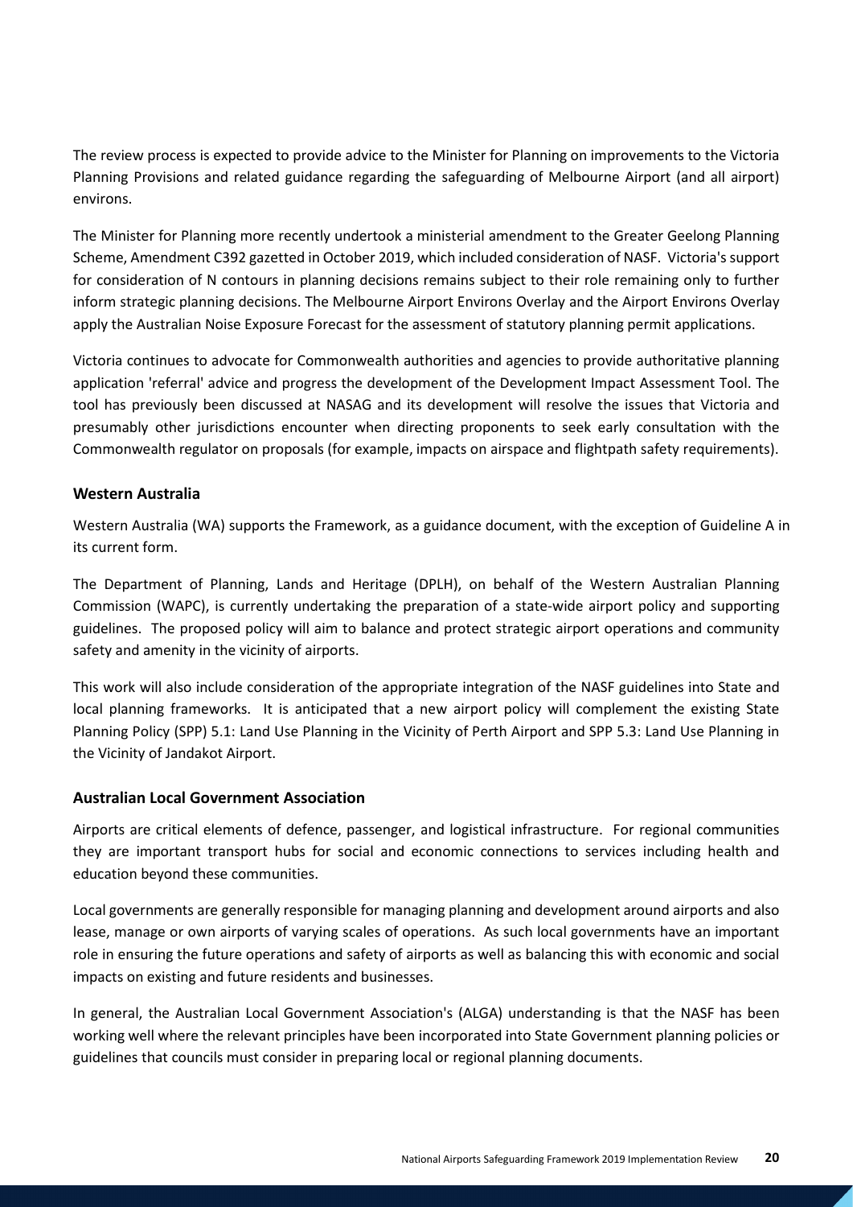The review process is expected to provide advice to the Minister for Planning on improvements to the Victoria Planning Provisions and related guidance regarding the safeguarding of Melbourne Airport (and all airport) environs.

The Minister for Planning more recently undertook a ministerial amendment to the Greater Geelong Planning Scheme, Amendment C392 gazetted in October 2019, which included consideration of NASF. Victoria's support for consideration of N contours in planning decisions remains subject to their role remaining only to further inform strategic planning decisions. The Melbourne Airport Environs Overlay and the Airport Environs Overlay apply the Australian Noise Exposure Forecast for the assessment of statutory planning permit applications.

Victoria continues to advocate for Commonwealth authorities and agencies to provide authoritative planning application 'referral' advice and progress the development of the Development Impact Assessment Tool. The tool has previously been discussed at NASAG and its development will resolve the issues that Victoria and presumably other jurisdictions encounter when directing proponents to seek early consultation with the Commonwealth regulator on proposals (for example, impacts on airspace and flightpath safety requirements).

### Western Australia

Western Australia (WA) supports the Framework, as a guidance document, with the exception of Guideline A in its current form.

The Department of Planning, Lands and Heritage (DPLH), on behalf of the Western Australian Planning Commission (WAPC), is currently undertaking the preparation of a state-wide airport policy and supporting guidelines. The proposed policy will aim to balance and protect strategic airport operations and community safety and amenity in the vicinity of airports.

This work will also include consideration of the appropriate integration of the NASF guidelines into State and local planning frameworks. It is anticipated that a new airport policy will complement the existing State Planning Policy (SPP) 5.1: Land Use Planning in the Vicinity of Perth Airport and SPP 5.3: Land Use Planning in the Vicinity of Jandakot Airport.

### Australian Local Government Association

Airports are critical elements of defence, passenger, and logistical infrastructure. For regional communities they are important transport hubs for social and economic connections to services including health and education beyond these communities.

Local governments are generally responsible for managing planning and development around airports and also lease, manage or own airports of varying scales of operations. As such local governments have an important role in ensuring the future operations and safety of airports as well as balancing this with economic and social impacts on existing and future residents and businesses.

In general, the Australian Local Government Association's (ALGA) understanding is that the NASF has been working well where the relevant principles have been incorporated into State Government planning policies or guidelines that councils must consider in preparing local or regional planning documents.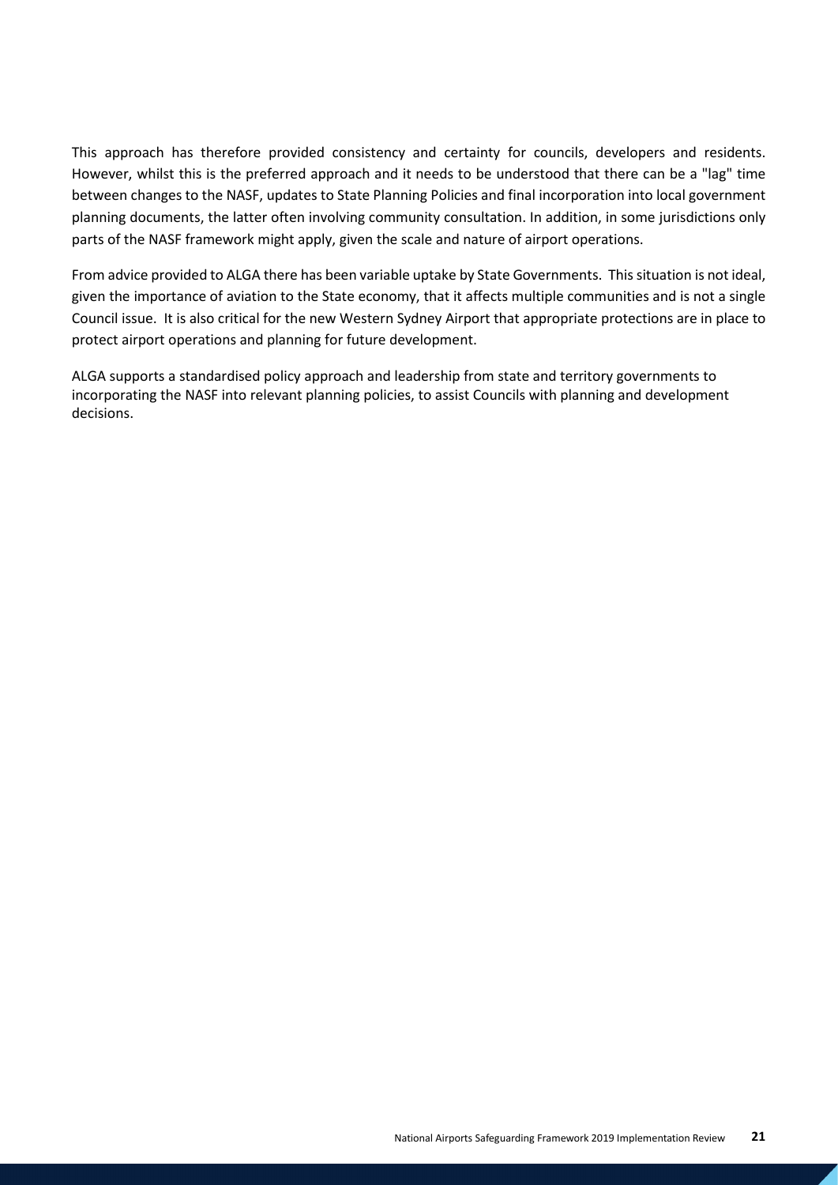This approach has therefore provided consistency and certainty for councils, developers and residents. However, whilst this is the preferred approach and it needs to be understood that there can be a "lag" time between changes to the NASF, updates to State Planning Policies and final incorporation into local government planning documents, the latter often involving community consultation. In addition, in some jurisdictions only parts of the NASF framework might apply, given the scale and nature of airport operations.

From advice provided to ALGA there has been variable uptake by State Governments. This situation is not ideal, given the importance of aviation to the State economy, that it affects multiple communities and is not a single Council issue. It is also critical for the new Western Sydney Airport that appropriate protections are in place to protect airport operations and planning for future development.

ALGA supports a standardised policy approach and leadership from state and territory governments to incorporating the NASF into relevant planning policies, to assist Councils with planning and development decisions.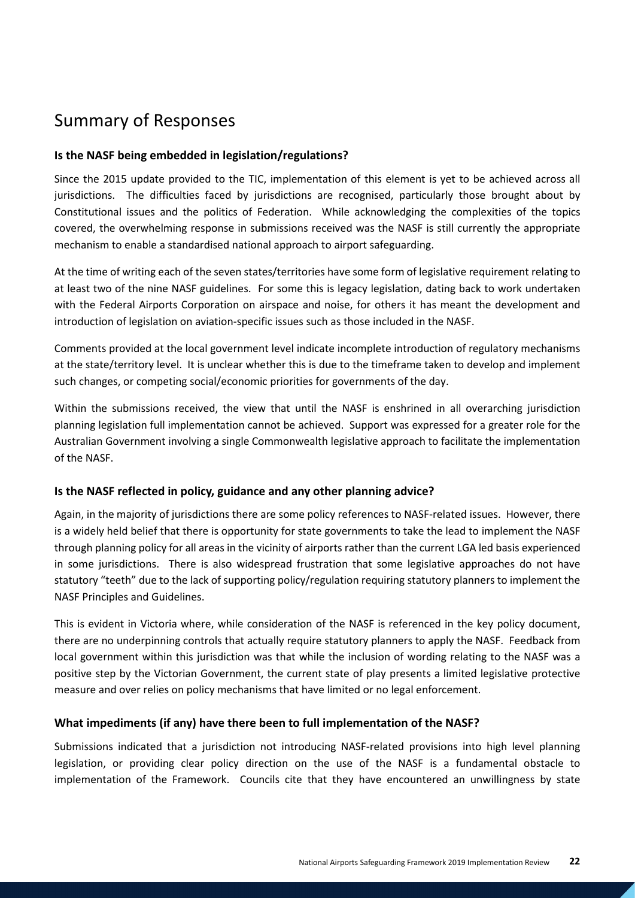# Summary of Responses

### Is the NASF being embedded in legislation/regulations?

Since the 2015 update provided to the TIC, implementation of this element is yet to be achieved across all jurisdictions. The difficulties faced by jurisdictions are recognised, particularly those brought about by Constitutional issues and the politics of Federation. While acknowledging the complexities of the topics covered, the overwhelming response in submissions received was the NASF is still currently the appropriate mechanism to enable a standardised national approach to airport safeguarding.

At the time of writing each of the seven states/territories have some form of legislative requirement relating to at least two of the nine NASF guidelines. For some this is legacy legislation, dating back to work undertaken with the Federal Airports Corporation on airspace and noise, for others it has meant the development and introduction of legislation on aviation-specific issues such as those included in the NASF.

Comments provided at the local government level indicate incomplete introduction of regulatory mechanisms at the state/territory level. It is unclear whether this is due to the timeframe taken to develop and implement such changes, or competing social/economic priorities for governments of the day.

Within the submissions received, the view that until the NASF is enshrined in all overarching jurisdiction planning legislation full implementation cannot be achieved. Support was expressed for a greater role for the Australian Government involving a single Commonwealth legislative approach to facilitate the implementation of the NASF.

### Is the NASF reflected in policy, guidance and any other planning advice?

Again, in the majority of jurisdictions there are some policy references to NASF-related issues. However, there is a widely held belief that there is opportunity for state governments to take the lead to implement the NASF through planning policy for all areas in the vicinity of airports rather than the current LGA led basis experienced in some jurisdictions. There is also widespread frustration that some legislative approaches do not have statutory "teeth" due to the lack of supporting policy/regulation requiring statutory planners to implement the NASF Principles and Guidelines.

This is evident in Victoria where, while consideration of the NASF is referenced in the key policy document, there are no underpinning controls that actually require statutory planners to apply the NASF. Feedback from local government within this jurisdiction was that while the inclusion of wording relating to the NASF was a positive step by the Victorian Government, the current state of play presents a limited legislative protective measure and over relies on policy mechanisms that have limited or no legal enforcement.

### What impediments (if any) have there been to full implementation of the NASF?

Submissions indicated that a jurisdiction not introducing NASF-related provisions into high level planning legislation, or providing clear policy direction on the use of the NASF is a fundamental obstacle to implementation of the Framework. Councils cite that they have encountered an unwillingness by state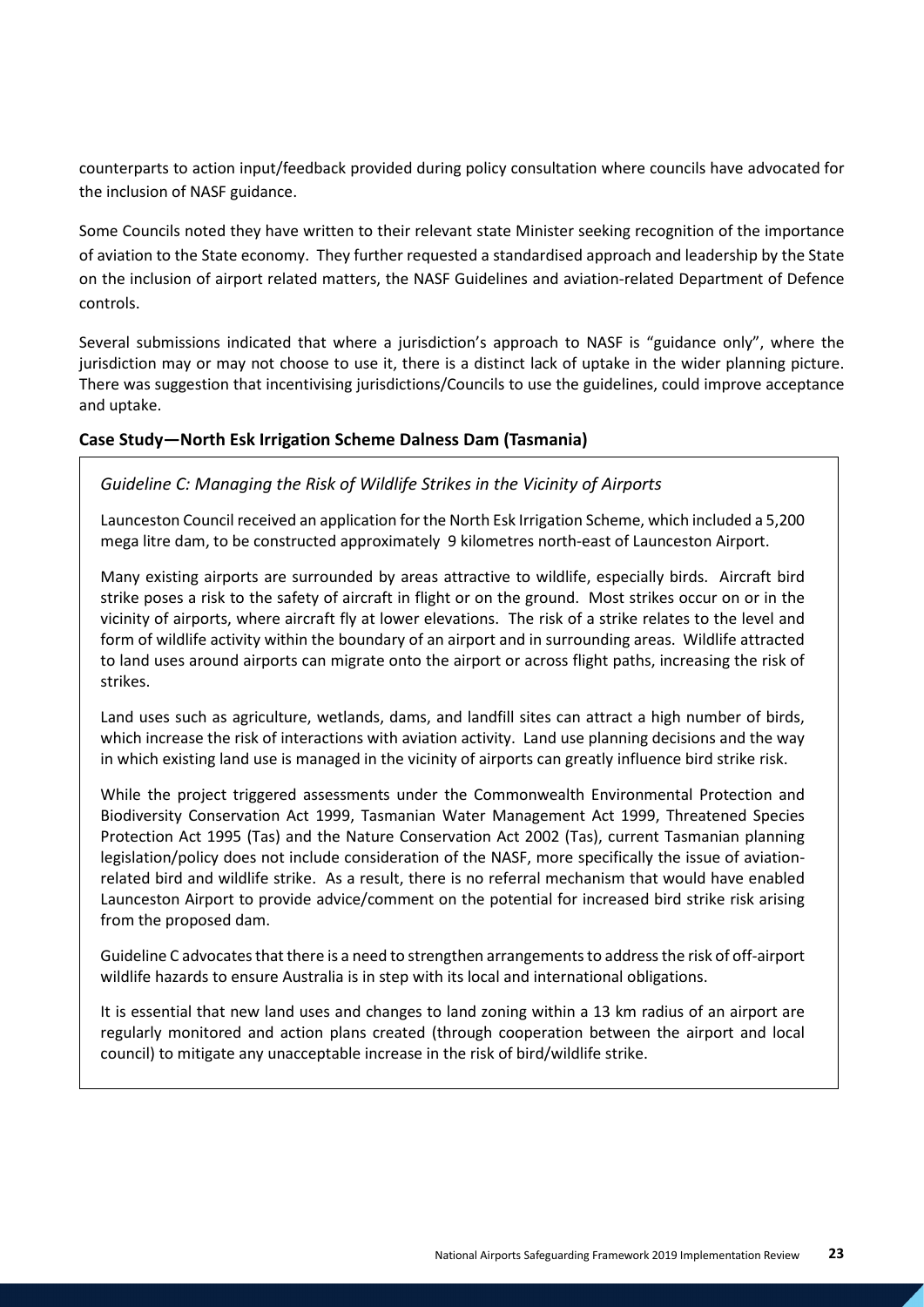counterparts to action input/feedback provided during policy consultation where councils have advocated for the inclusion of NASF guidance.

Some Councils noted they have written to their relevant state Minister seeking recognition of the importance of aviation to the State economy. They further requested a standardised approach and leadership by the State on the inclusion of airport related matters, the NASF Guidelines and aviation-related Department of Defence controls.

Several submissions indicated that where a jurisdiction's approach to NASF is "guidance only", where the jurisdiction may or may not choose to use it, there is a distinct lack of uptake in the wider planning picture. There was suggestion that incentivising jurisdictions/Councils to use the guidelines, could improve acceptance and uptake.

### Case Study—North Esk Irrigation Scheme Dalness Dam (Tasmania)

*Guideline C: Managing the Risk of Wildlife Strikes in the Vicinity of Airports*

Launceston Council received an application for the North Esk Irrigation Scheme, which included a 5,200 mega litre dam, to be constructed approximately 9 kilometres north-east of Launceston Airport.

Many existing airports are surrounded by areas attractive to wildlife, especially birds. Aircraft bird strike poses a risk to the safety of aircraft in flight or on the ground. Most strikes occur on or in the vicinity of airports, where aircraft fly at lower elevations. The risk of a strike relates to the level and form of wildlife activity within the boundary of an airport and in surrounding areas. Wildlife attracted to land uses around airports can migrate onto the airport or across flight paths, increasing the risk of strikes.

Land uses such as agriculture, wetlands, dams, and landfill sites can attract a high number of birds, which increase the risk of interactions with aviation activity. Land use planning decisions and the way in which existing land use is managed in the vicinity of airports can greatly influence bird strike risk.

While the project triggered assessments under the Commonwealth Environmental Protection and Biodiversity Conservation Act 1999, Tasmanian Water Management Act 1999, Threatened Species Protection Act 1995 (Tas) and the Nature Conservation Act 2002 (Tas), current Tasmanian planning legislation/policy does not include consideration of the NASF, more specifically the issue of aviation-related bird and wildlife strike. As a result, there is no referral mechanism that would have enabled Launceston Airport to provide advice/comment on the potential for increased bird strike risk arising from the proposed dam.

Guideline C advocates that there is a need to strengthen arrangements to address the risk of off-airport wildlife hazards to ensure Australia is in step with its local and international obligations.

It is essential that new land uses and changes to land zoning within a 13 km radius of an airport are regularly monitored and action plans created (through cooperation between the airport and local council) to mitigate any unacceptable increase in the risk of bird/wildlife strike.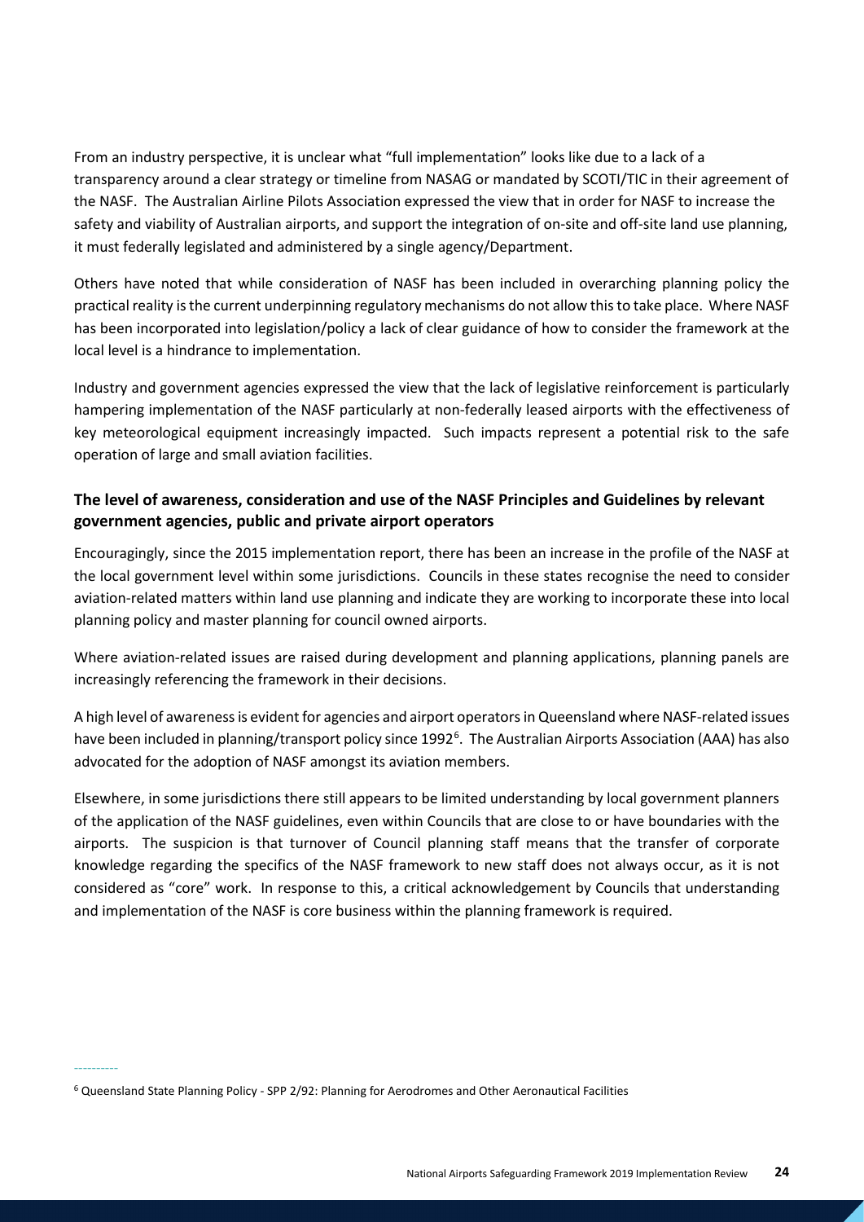From an industry perspective, it is unclear what "full implementation" looks like due to a lack of a transparency around a clear strategy or timeline from NASAG or mandated by SCOTI/TIC in their agreement of the NASF. The Australian Airline Pilots Association expressed the view that in order for NASF to increase the safety and viability of Australian airports, and support the integration of on-site and off-site land use planning, it must federally legislated and administered by a single agency/Department.

Others have noted that while consideration of NASF has been included in overarching planning policy the practical reality is the current underpinning regulatory mechanisms do not allow this to take place. Where NASF has been incorporated into legislation/policy a lack of clear guidance of how to consider the framework at the local level is a hindrance to implementation.

Industry and government agencies expressed the view that the lack of legislative reinforcement is particularly hampering implementation of the NASF particularly at non-federally leased airports with the effectiveness of key meteorological equipment increasingly impacted. Such impacts represent a potential risk to the safe operation of large and small aviation facilities.

### The level of awareness, consideration and use of the NASF Principles and Guidelines by relevant government agencies, public and private airport operators

Encouragingly, since the 2015 implementation report, there has been an increase in the profile of the NASF at the local government level within some jurisdictions. Councils in these states recognise the need to consider aviation-related matters within land use planning and indicate they are working to incorporate these into local planning policy and master planning for council owned airports.

Where aviation-related issues are raised during development and planning applications, planning panels are increasingly referencing the framework in their decisions.

A high level of awareness is evident for agencies and airport operators in Queensland where NASF-related issues have been included in planning/transport policy since 1992[6]. The Australian Airports Association (AAA) has also advocated for the adoption of NASF amongst its aviation members.

Elsewhere, in some jurisdictions there still appears to be limited understanding by local government planners of the application of the NASF guidelines, even within Councils that are close to or have boundaries with the airports. The suspicion is that turnover of Council planning staff means that the transfer of corporate knowledge regarding the specifics of the NASF framework to new staff does not always occur, as it is not considered as "core" work. In response to this, a critical acknowledgement by Councils that understanding and implementation of the NASF is core business within the planning framework is required.

---

[6] Queensland State Planning Policy - SPP 2/92: Planning for Aerodromes and Other Aeronautical Facilities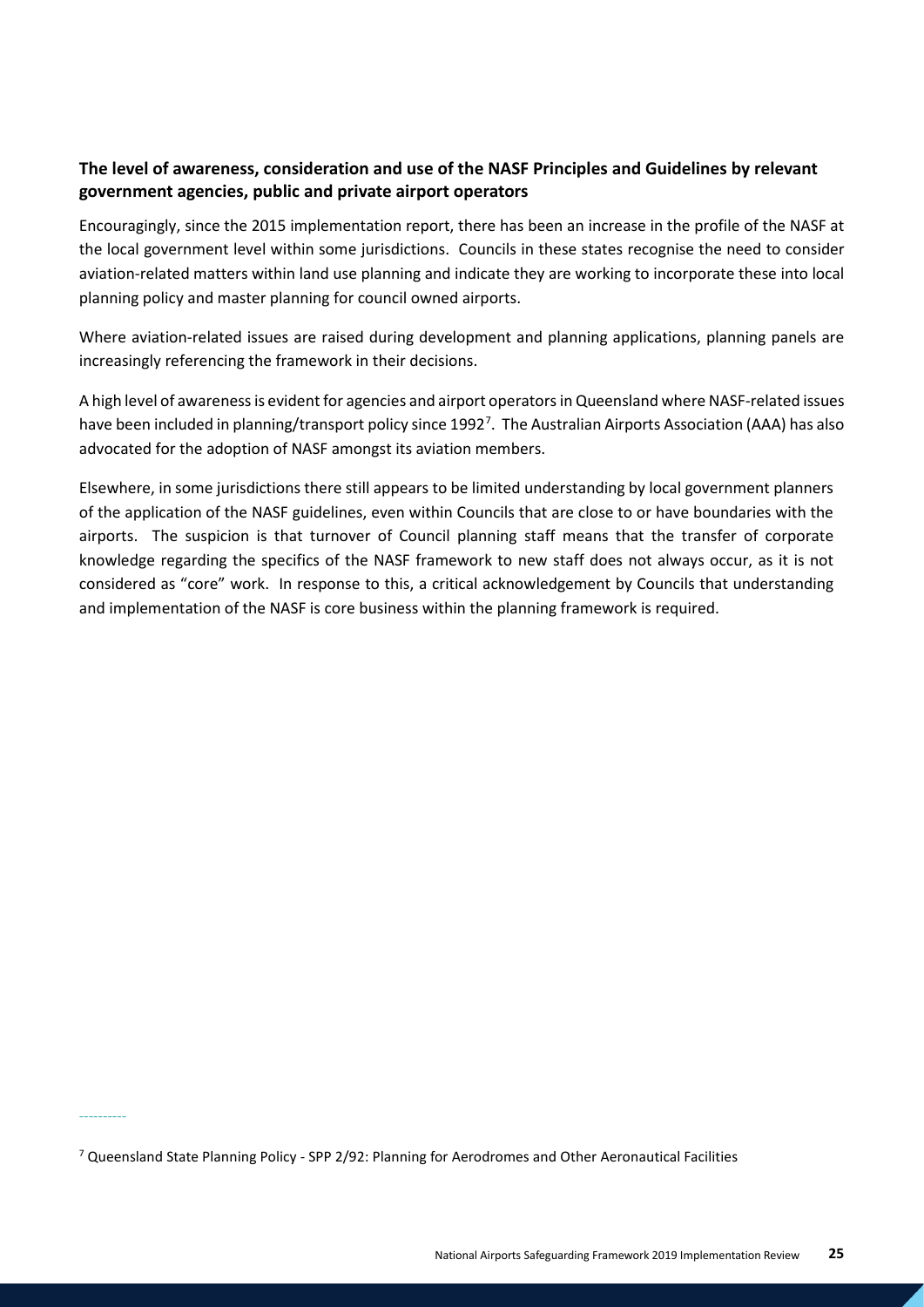**The level of awareness, consideration and use of the NASF Principles and Guidelines by relevant government agencies, public and private airport operators**

Encouragingly, since the 2015 implementation report, there has been an increase in the profile of the NASF at the local government level within some jurisdictions. Councils in these states recognise the need to consider aviation-related matters within land use planning and indicate they are working to incorporate these into local planning policy and master planning for council owned airports.

Where aviation-related issues are raised during development and planning applications, planning panels are increasingly referencing the framework in their decisions.

A high level of awareness is evident for agencies and airport operators in Queensland where NASF-related issues have been included in planning/transport policy since 1992[7]. The Australian Airports Association (AAA) has also advocated for the adoption of NASF amongst its aviation members.

Elsewhere, in some jurisdictions there still appears to be limited understanding by local government planners of the application of the NASF guidelines, even within Councils that are close to or have boundaries with the airports. The suspicion is that turnover of Council planning staff means that the transfer of corporate knowledge regarding the specifics of the NASF framework to new staff does not always occur, as it is not considered as "core" work. In response to this, a critical acknowledgement by Councils that understanding and implementation of the NASF is core business within the planning framework is required.

---

[7] Queensland State Planning Policy - SPP 2/92: Planning for Aerodromes and Other Aeronautical Facilities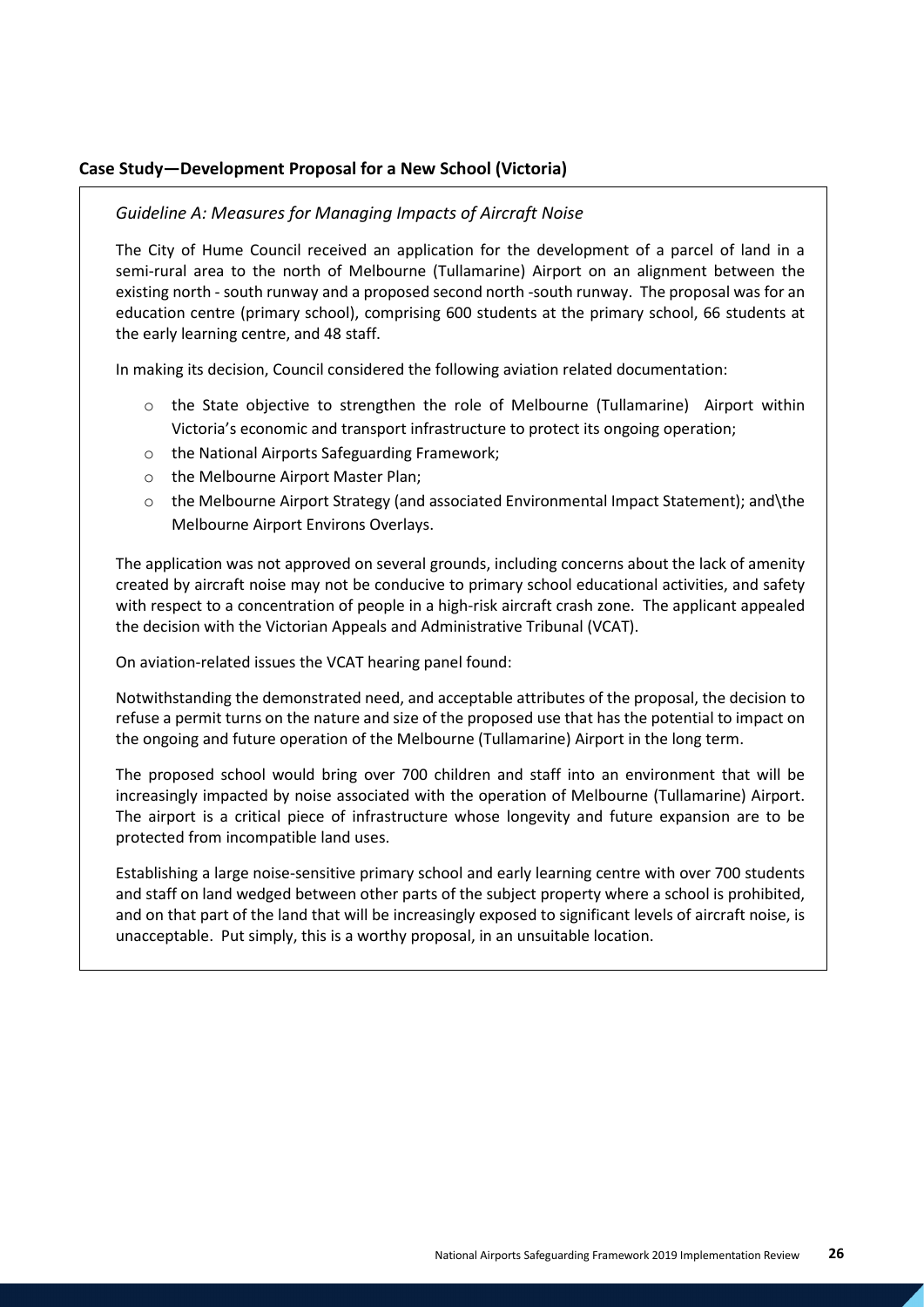### Case Study—Development Proposal for a New School (Victoria)

*Guideline A: Measures for Managing Impacts of Aircraft Noise*

The City of Hume Council received an application for the development of a parcel of land in a semi-rural area to the north of Melbourne (Tullamarine) Airport on an alignment between the existing north - south runway and a proposed second north -south runway. The proposal was for an education centre (primary school), comprising 600 students at the primary school, 66 students at the early learning centre, and 48 staff.

In making its decision, Council considered the following aviation related documentation:

- the State objective to strengthen the role of Melbourne (Tullamarine) Airport within Victoria's economic and transport infrastructure to protect its ongoing operation;
- the National Airports Safeguarding Framework;
- the Melbourne Airport Master Plan;
- the Melbourne Airport Strategy (and associated Environmental Impact Statement); and\the Melbourne Airport Environs Overlays.

The application was not approved on several grounds, including concerns about the lack of amenity created by aircraft noise may not be conducive to primary school educational activities, and safety with respect to a concentration of people in a high-risk aircraft crash zone. The applicant appealed the decision with the Victorian Appeals and Administrative Tribunal (VCAT).

On aviation-related issues the VCAT hearing panel found:

Notwithstanding the demonstrated need, and acceptable attributes of the proposal, the decision to refuse a permit turns on the nature and size of the proposed use that has the potential to impact on the ongoing and future operation of the Melbourne (Tullamarine) Airport in the long term.

The proposed school would bring over 700 children and staff into an environment that will be increasingly impacted by noise associated with the operation of Melbourne (Tullamarine) Airport. The airport is a critical piece of infrastructure whose longevity and future expansion are to be protected from incompatible land uses.

Establishing a large noise-sensitive primary school and early learning centre with over 700 students and staff on land wedged between other parts of the subject property where a school is prohibited, and on that part of the land that will be increasingly exposed to significant levels of aircraft noise, is unacceptable. Put simply, this is a worthy proposal, in an unsuitable location.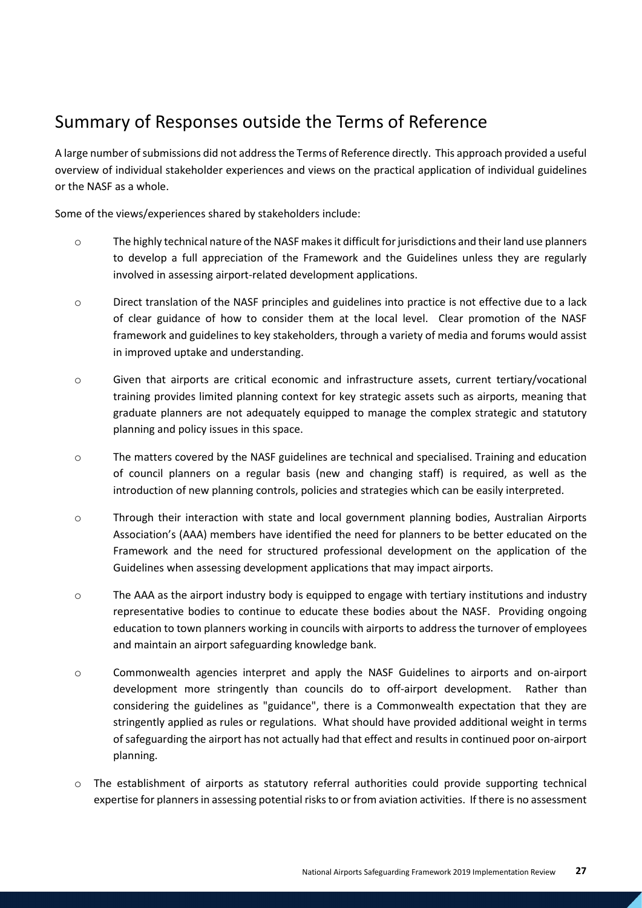## Summary of Responses outside the Terms of Reference

A large number of submissions did not address the Terms of Reference directly. This approach provided a useful overview of individual stakeholder experiences and views on the practical application of individual guidelines or the NASF as a whole.

Some of the views/experiences shared by stakeholders include:

- The highly technical nature of the NASF makes it difficult for jurisdictions and their land use planners to develop a full appreciation of the Framework and the Guidelines unless they are regularly involved in assessing airport-related development applications.
- Direct translation of the NASF principles and guidelines into practice is not effective due to a lack of clear guidance of how to consider them at the local level. Clear promotion of the NASF framework and guidelines to key stakeholders, through a variety of media and forums would assist in improved uptake and understanding.
- Given that airports are critical economic and infrastructure assets, current tertiary/vocational training provides limited planning context for key strategic assets such as airports, meaning that graduate planners are not adequately equipped to manage the complex strategic and statutory planning and policy issues in this space.
- The matters covered by the NASF guidelines are technical and specialised. Training and education of council planners on a regular basis (new and changing staff) is required, as well as the introduction of new planning controls, policies and strategies which can be easily interpreted.
- Through their interaction with state and local government planning bodies, Australian Airports Association's (AAA) members have identified the need for planners to be better educated on the Framework and the need for structured professional development on the application of the Guidelines when assessing development applications that may impact airports.
- The AAA as the airport industry body is equipped to engage with tertiary institutions and industry representative bodies to continue to educate these bodies about the NASF. Providing ongoing education to town planners working in councils with airports to address the turnover of employees and maintain an airport safeguarding knowledge bank.
- Commonwealth agencies interpret and apply the NASF Guidelines to airports and on-airport development more stringently than councils do to off-airport development. Rather than considering the guidelines as "guidance", there is a Commonwealth expectation that they are stringently applied as rules or regulations. What should have provided additional weight in terms of safeguarding the airport has not actually had that effect and results in continued poor on-airport planning.
- The establishment of airports as statutory referral authorities could provide supporting technical expertise for planners in assessing potential risks to or from aviation activities. If there is no assessment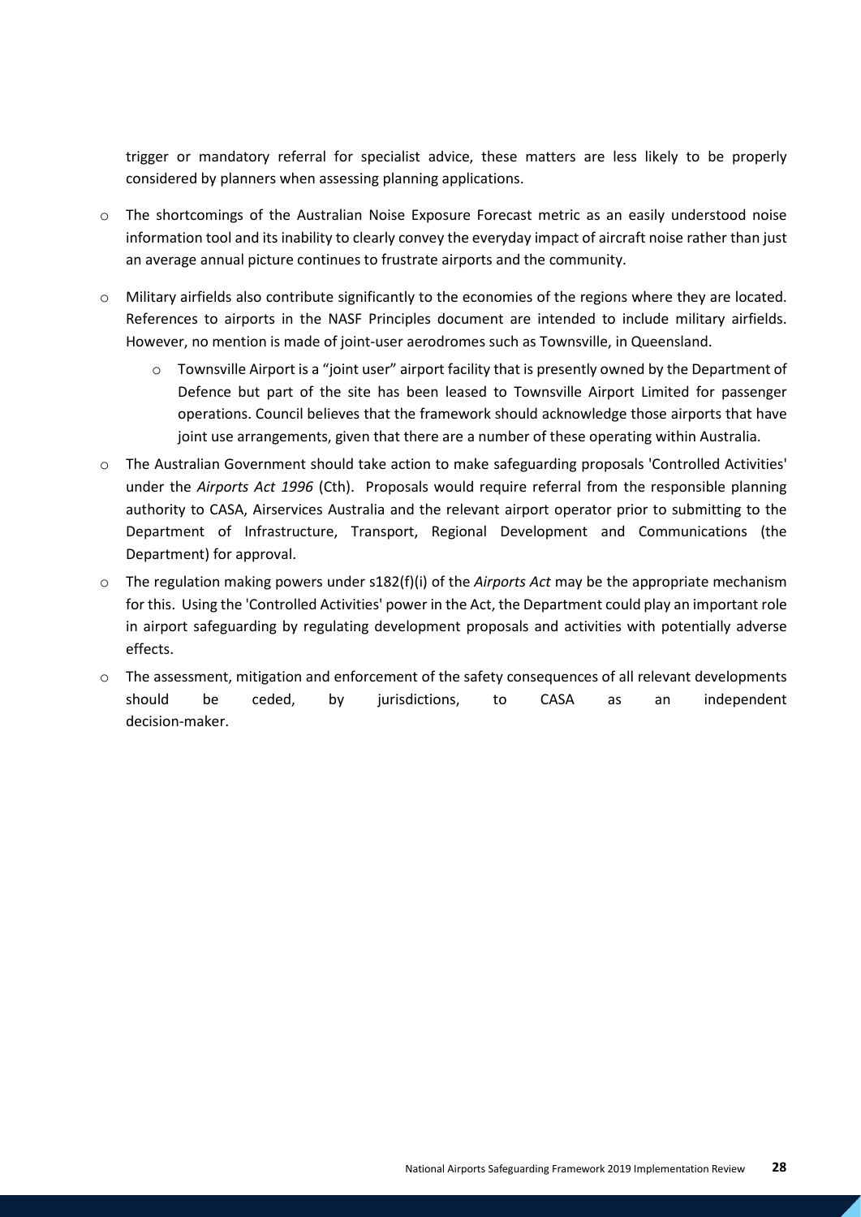trigger or mandatory referral for specialist advice, these matters are less likely to be properly considered by planners when assessing planning applications.

- The shortcomings of the Australian Noise Exposure Forecast metric as an easily understood noise information tool and its inability to clearly convey the everyday impact of aircraft noise rather than just an average annual picture continues to frustrate airports and the community.
- Military airfields also contribute significantly to the economies of the regions where they are located. References to airports in the NASF Principles document are intended to include military airfields. However, no mention is made of joint-user aerodromes such as Townsville, in Queensland.
    - Townsville Airport is a "joint user" airport facility that is presently owned by the Department of Defence but part of the site has been leased to Townsville Airport Limited for passenger operations. Council believes that the framework should acknowledge those airports that have joint use arrangements, given that there are a number of these operating within Australia.
- The Australian Government should take action to make safeguarding proposals 'Controlled Activities' under the *Airports Act 1996* (Cth). Proposals would require referral from the responsible planning authority to CASA, Airservices Australia and the relevant airport operator prior to submitting to the Department of Infrastructure, Transport, Regional Development and Communications (the Department) for approval.
- The regulation making powers under s182(f)(i) of the *Airports Act* may be the appropriate mechanism for this. Using the 'Controlled Activities' power in the Act, the Department could play an important role in airport safeguarding by regulating development proposals and activities with potentially adverse effects.
- The assessment, mitigation and enforcement of the safety consequences of all relevant developments should be ceded, by jurisdictions, to CASA as an independent decision-maker.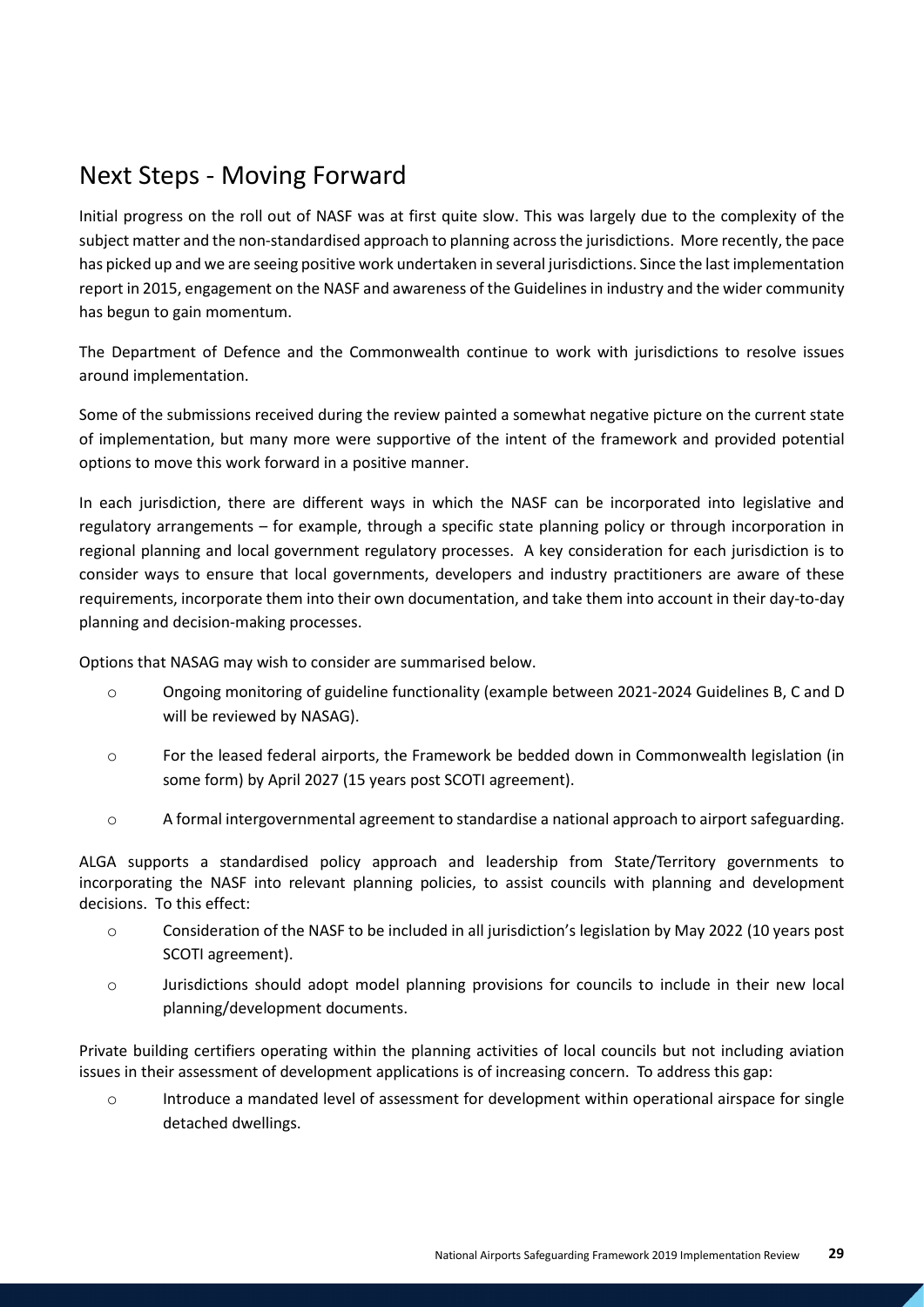## Next Steps - Moving Forward

Initial progress on the roll out of NASF was at first quite slow. This was largely due to the complexity of the subject matter and the non-standardised approach to planning across the jurisdictions. More recently, the pace has picked up and we are seeing positive work undertaken in several jurisdictions. Since the last implementation report in 2015, engagement on the NASF and awareness of the Guidelines in industry and the wider community has begun to gain momentum.

The Department of Defence and the Commonwealth continue to work with jurisdictions to resolve issues around implementation.

Some of the submissions received during the review painted a somewhat negative picture on the current state of implementation, but many more were supportive of the intent of the framework and provided potential options to move this work forward in a positive manner.

In each jurisdiction, there are different ways in which the NASF can be incorporated into legislative and regulatory arrangements – for example, through a specific state planning policy or through incorporation in regional planning and local government regulatory processes. A key consideration for each jurisdiction is to consider ways to ensure that local governments, developers and industry practitioners are aware of these requirements, incorporate them into their own documentation, and take them into account in their day-to-day planning and decision-making processes.

Options that NASAG may wish to consider are summarised below.

- Ongoing monitoring of guideline functionality (example between 2021-2024 Guidelines B, C and D will be reviewed by NASAG).
- For the leased federal airports, the Framework be bedded down in Commonwealth legislation (in some form) by April 2027 (15 years post SCOTI agreement).
- A formal intergovernmental agreement to standardise a national approach to airport safeguarding.

ALGA supports a standardised policy approach and leadership from State/Territory governments to incorporating the NASF into relevant planning policies, to assist councils with planning and development decisions. To this effect:

- Consideration of the NASF to be included in all jurisdiction's legislation by May 2022 (10 years post SCOTI agreement).
- Jurisdictions should adopt model planning provisions for councils to include in their new local planning/development documents.

Private building certifiers operating within the planning activities of local councils but not including aviation issues in their assessment of development applications is of increasing concern. To address this gap:

- Introduce a mandated level of assessment for development within operational airspace for single detached dwellings.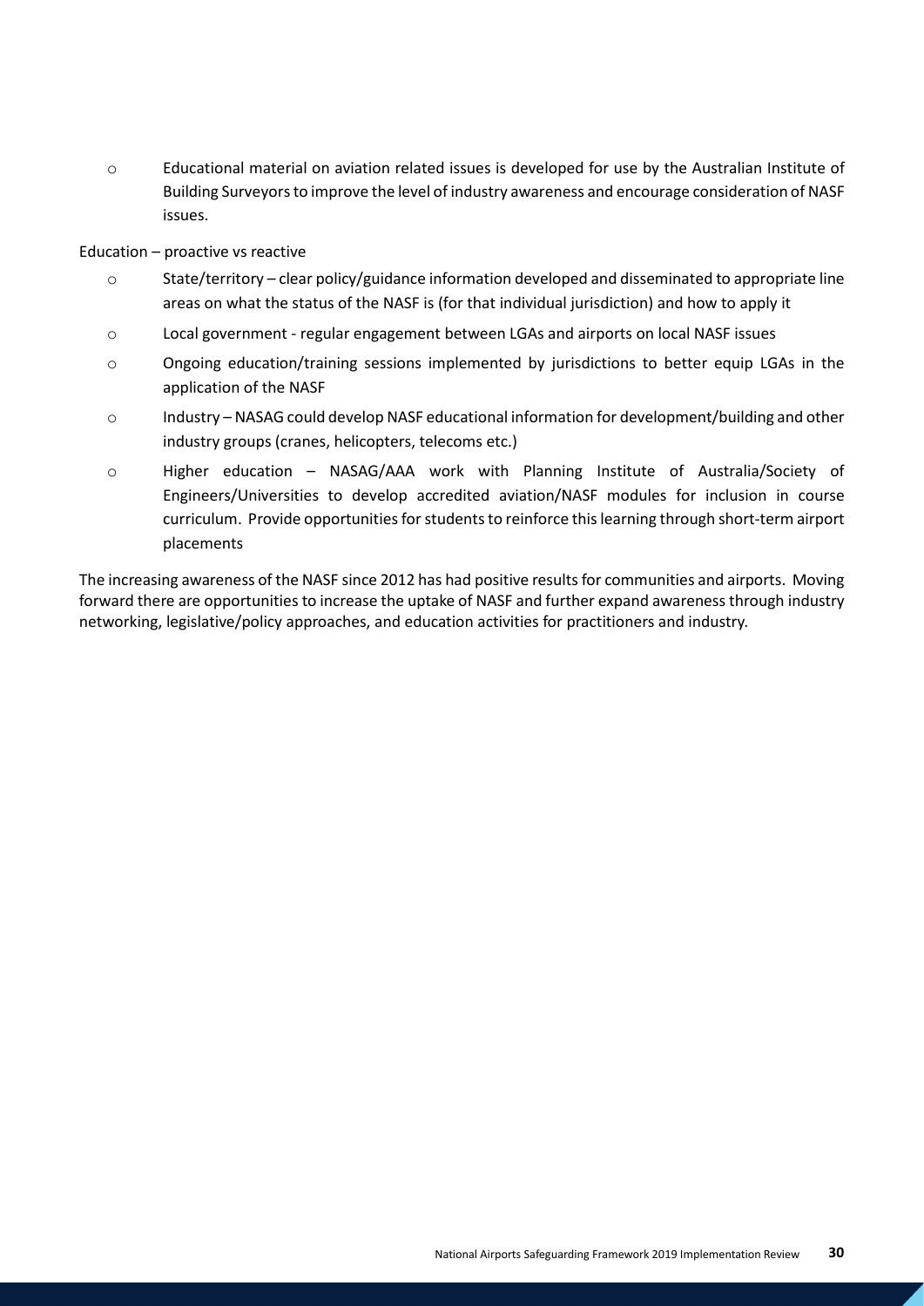- Educational material on aviation related issues is developed for use by the Australian Institute of Building Surveyors to improve the level of industry awareness and encourage consideration of NASF issues.

Education – proactive vs reactive

- State/territory – clear policy/guidance information developed and disseminated to appropriate line areas on what the status of the NASF is (for that individual jurisdiction) and how to apply it
- Local government - regular engagement between LGAs and airports on local NASF issues
- Ongoing education/training sessions implemented by jurisdictions to better equip LGAs in the application of the NASF
- Industry – NASAG could develop NASF educational information for development/building and other industry groups (cranes, helicopters, telecoms etc.)
- Higher education – NASAG/AAA work with Planning Institute of Australia/Society of Engineers/Universities to develop accredited aviation/NASF modules for inclusion in course curriculum. Provide opportunities for students to reinforce this learning through short-term airport placements

The increasing awareness of the NASF since 2012 has had positive results for communities and airports. Moving forward there are opportunities to increase the uptake of NASF and further expand awareness through industry networking, legislative/policy approaches, and education activities for practitioners and industry.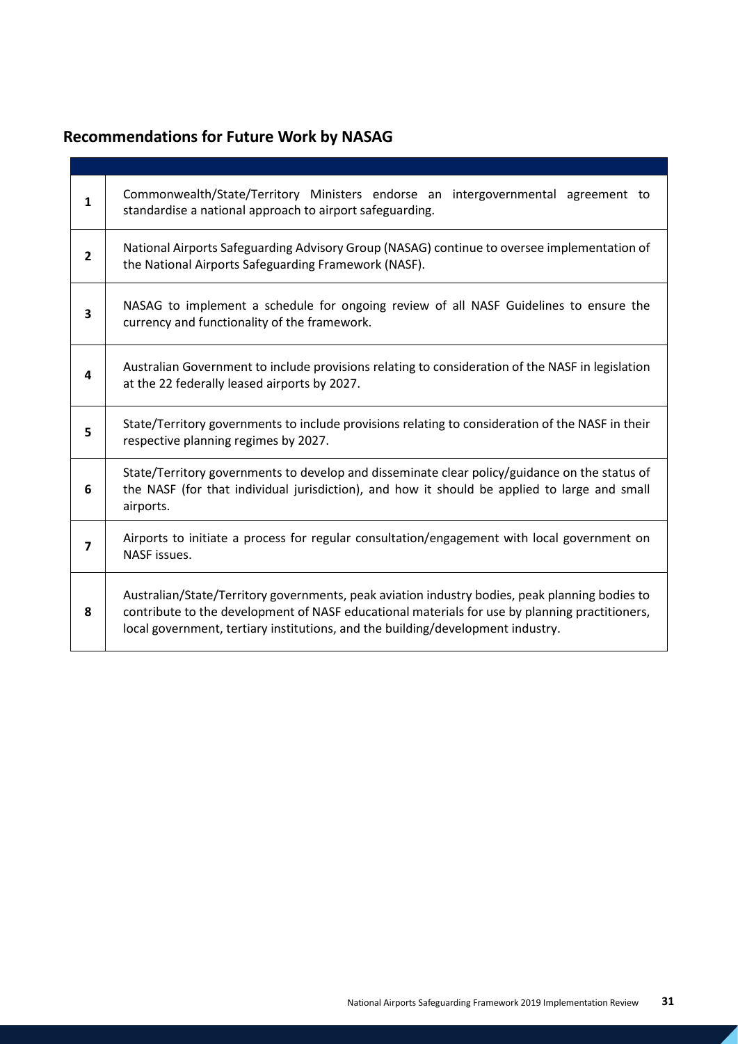## Recommendations for Future Work by NASAG

| | |
|---|---|
| **1** | Commonwealth/State/Territory Ministers endorse an intergovernmental agreement to standardise a national approach to airport safeguarding. |
| **2** | National Airports Safeguarding Advisory Group (NASAG) continue to oversee implementation of the National Airports Safeguarding Framework (NASF). |
| **3** | NASAG to implement a schedule for ongoing review of all NASF Guidelines to ensure the currency and functionality of the framework. |
| **4** | Australian Government to include provisions relating to consideration of the NASF in legislation at the 22 federally leased airports by 2027. |
| **5** | State/Territory governments to include provisions relating to consideration of the NASF in their respective planning regimes by 2027. |
| **6** | State/Territory governments to develop and disseminate clear policy/guidance on the status of the NASF (for that individual jurisdiction), and how it should be applied to large and small airports. |
| **7** | Airports to initiate a process for regular consultation/engagement with local government on NASF issues. |
| **8** | Australian/State/Territory governments, peak aviation industry bodies, peak planning bodies to contribute to the development of NASF educational materials for use by planning practitioners, local government, tertiary institutions, and the building/development industry. |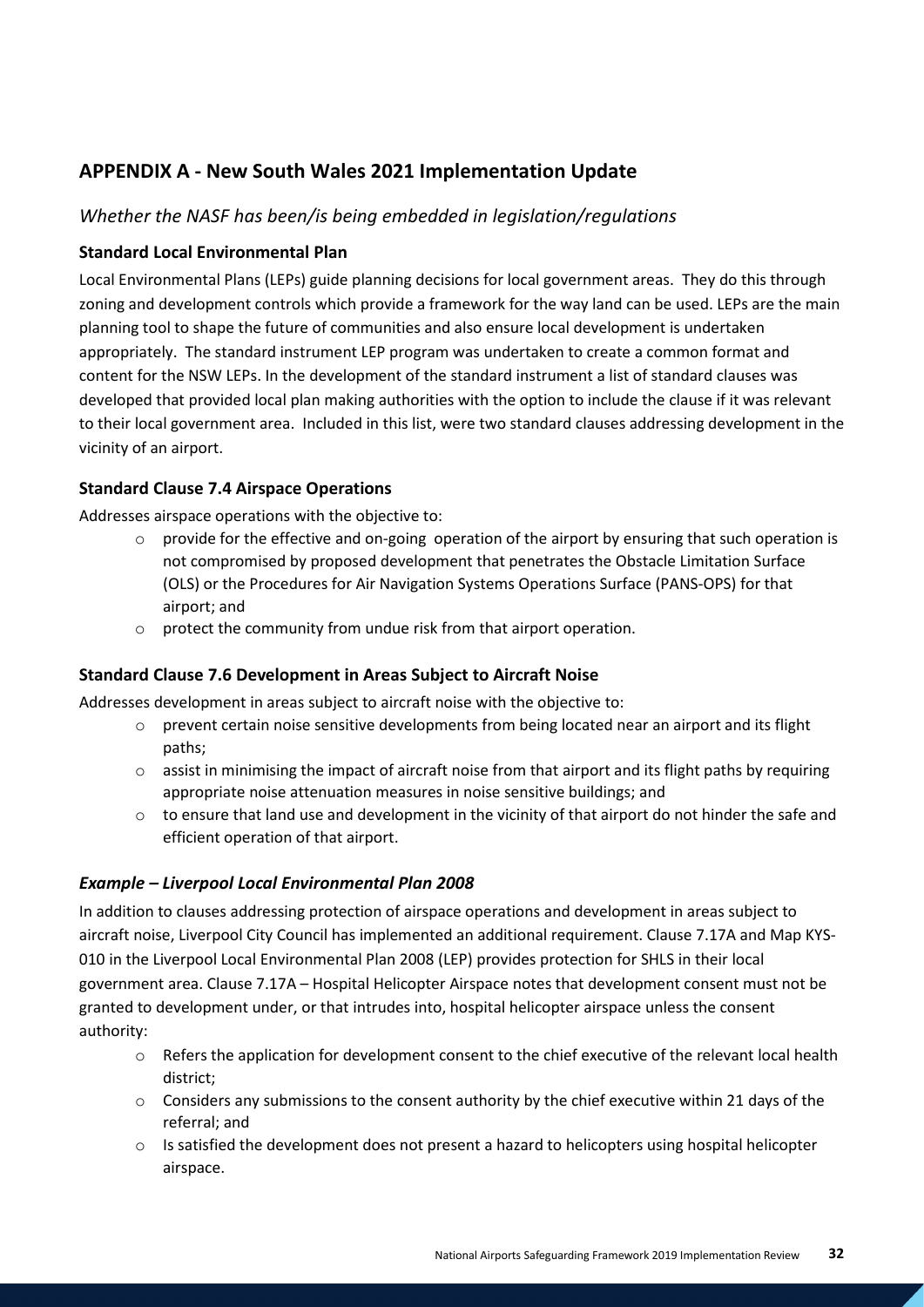## APPENDIX A - New South Wales 2021 Implementation Update

### *Whether the NASF has been/is being embedded in legislation/regulations*

#### Standard Local Environmental Plan

Local Environmental Plans (LEPs) guide planning decisions for local government areas. They do this through zoning and development controls which provide a framework for the way land can be used. LEPs are the main planning tool to shape the future of communities and also ensure local development is undertaken appropriately. The standard instrument LEP program was undertaken to create a common format and content for the NSW LEPs. In the development of the standard instrument a list of standard clauses was developed that provided local plan making authorities with the option to include the clause if it was relevant to their local government area. Included in this list, were two standard clauses addressing development in the vicinity of an airport.

#### Standard Clause 7.4 Airspace Operations

Addresses airspace operations with the objective to:

- provide for the effective and on-going operation of the airport by ensuring that such operation is not compromised by proposed development that penetrates the Obstacle Limitation Surface (OLS) or the Procedures for Air Navigation Systems Operations Surface (PANS-OPS) for that airport; and
- protect the community from undue risk from that airport operation.

#### Standard Clause 7.6 Development in Areas Subject to Aircraft Noise

Addresses development in areas subject to aircraft noise with the objective to:

- prevent certain noise sensitive developments from being located near an airport and its flight paths;
- assist in minimising the impact of aircraft noise from that airport and its flight paths by requiring appropriate noise attenuation measures in noise sensitive buildings; and
- to ensure that land use and development in the vicinity of that airport do not hinder the safe and efficient operation of that airport.

#### *Example – Liverpool Local Environmental Plan 2008*

In addition to clauses addressing protection of airspace operations and development in areas subject to aircraft noise, Liverpool City Council has implemented an additional requirement. Clause 7.17A and Map KYS-010 in the Liverpool Local Environmental Plan 2008 (LEP) provides protection for SHLS in their local government area. Clause 7.17A – Hospital Helicopter Airspace notes that development consent must not be granted to development under, or that intrudes into, hospital helicopter airspace unless the consent authority:

- Refers the application for development consent to the chief executive of the relevant local health district;
- Considers any submissions to the consent authority by the chief executive within 21 days of the referral; and
- Is satisfied the development does not present a hazard to helicopters using hospital helicopter airspace.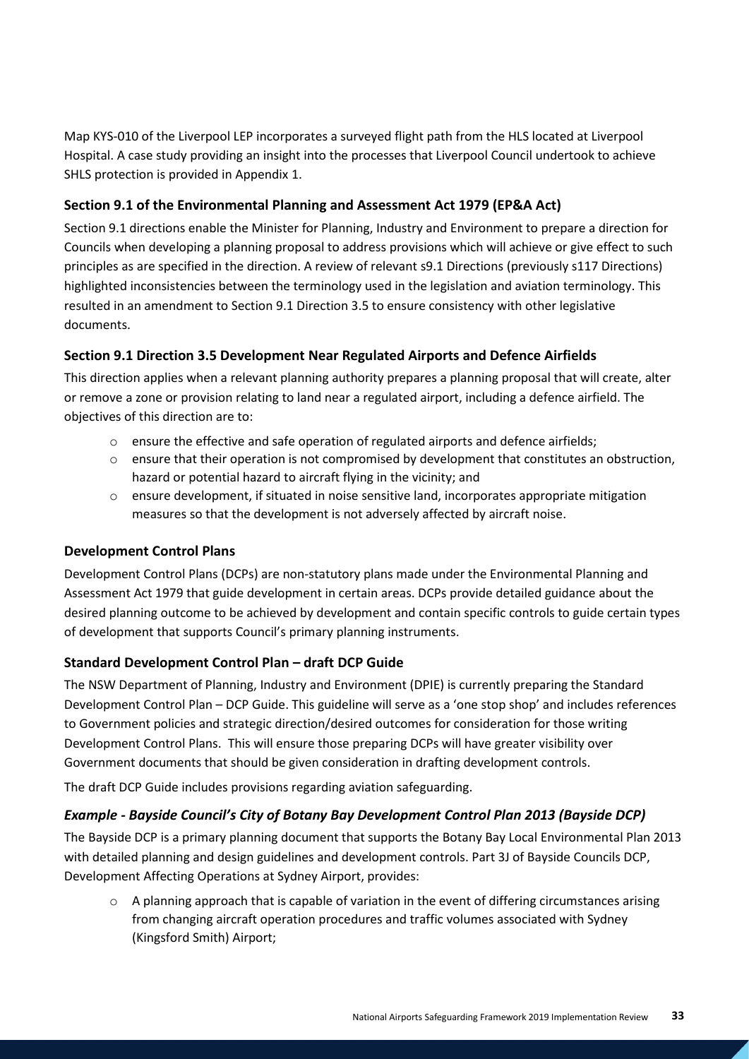Map KYS-010 of the Liverpool LEP incorporates a surveyed flight path from the HLS located at Liverpool Hospital. A case study providing an insight into the processes that Liverpool Council undertook to achieve SHLS protection is provided in Appendix 1.

### Section 9.1 of the Environmental Planning and Assessment Act 1979 (EP&A Act)

Section 9.1 directions enable the Minister for Planning, Industry and Environment to prepare a direction for Councils when developing a planning proposal to address provisions which will achieve or give effect to such principles as are specified in the direction. A review of relevant s9.1 Directions (previously s117 Directions) highlighted inconsistencies between the terminology used in the legislation and aviation terminology. This resulted in an amendment to Section 9.1 Direction 3.5 to ensure consistency with other legislative documents.

### Section 9.1 Direction 3.5 Development Near Regulated Airports and Defence Airfields

This direction applies when a relevant planning authority prepares a planning proposal that will create, alter or remove a zone or provision relating to land near a regulated airport, including a defence airfield. The objectives of this direction are to:

- ensure the effective and safe operation of regulated airports and defence airfields;
- ensure that their operation is not compromised by development that constitutes an obstruction, hazard or potential hazard to aircraft flying in the vicinity; and
- ensure development, if situated in noise sensitive land, incorporates appropriate mitigation measures so that the development is not adversely affected by aircraft noise.

### Development Control Plans

Development Control Plans (DCPs) are non-statutory plans made under the Environmental Planning and Assessment Act 1979 that guide development in certain areas. DCPs provide detailed guidance about the desired planning outcome to be achieved by development and contain specific controls to guide certain types of development that supports Council's primary planning instruments.

### Standard Development Control Plan – draft DCP Guide

The NSW Department of Planning, Industry and Environment (DPIE) is currently preparing the Standard Development Control Plan – DCP Guide. This guideline will serve as a 'one stop shop' and includes references to Government policies and strategic direction/desired outcomes for consideration for those writing Development Control Plans. This will ensure those preparing DCPs will have greater visibility over Government documents that should be given consideration in drafting development controls.

The draft DCP Guide includes provisions regarding aviation safeguarding.

### *Example - Bayside Council's City of Botany Bay Development Control Plan 2013 (Bayside DCP)*

The Bayside DCP is a primary planning document that supports the Botany Bay Local Environmental Plan 2013 with detailed planning and design guidelines and development controls. Part 3J of Bayside Councils DCP, Development Affecting Operations at Sydney Airport, provides:

- A planning approach that is capable of variation in the event of differing circumstances arising from changing aircraft operation procedures and traffic volumes associated with Sydney (Kingsford Smith) Airport;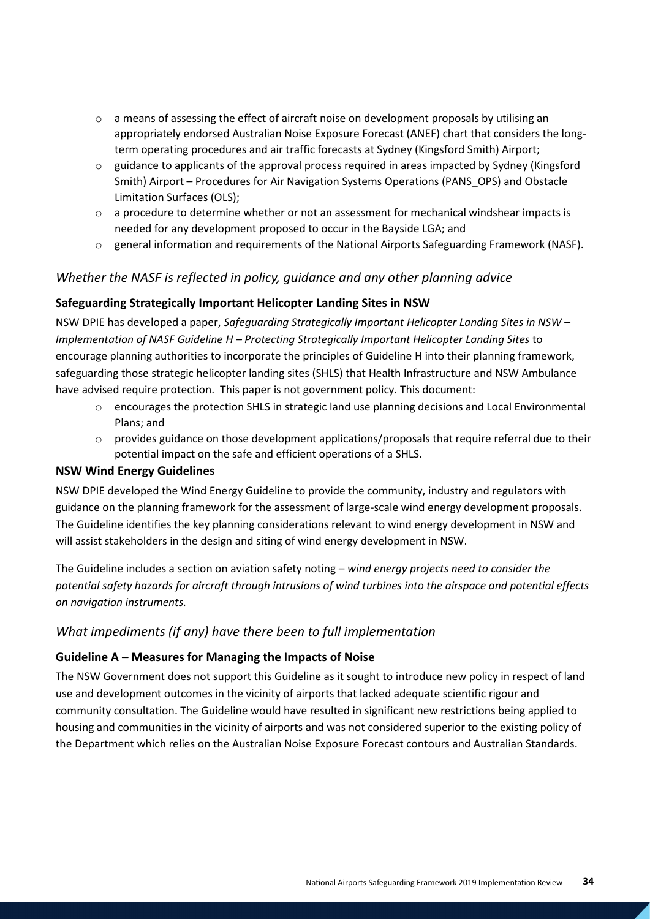- a means of assessing the effect of aircraft noise on development proposals by utilising an appropriately endorsed Australian Noise Exposure Forecast (ANEF) chart that considers the long-term operating procedures and air traffic forecasts at Sydney (Kingsford Smith) Airport;
- guidance to applicants of the approval process required in areas impacted by Sydney (Kingsford Smith) Airport – Procedures for Air Navigation Systems Operations (PANS_OPS) and Obstacle Limitation Surfaces (OLS);
- a procedure to determine whether or not an assessment for mechanical windshear impacts is needed for any development proposed to occur in the Bayside LGA; and
- general information and requirements of the National Airports Safeguarding Framework (NASF).

## *Whether the NASF is reflected in policy, guidance and any other planning advice*

### Safeguarding Strategically Important Helicopter Landing Sites in NSW

NSW DPIE has developed a paper, *Safeguarding Strategically Important Helicopter Landing Sites in NSW – Implementation of NASF Guideline H – Protecting Strategically Important Helicopter Landing Sites* to encourage planning authorities to incorporate the principles of Guideline H into their planning framework, safeguarding those strategic helicopter landing sites (SHLS) that Health Infrastructure and NSW Ambulance have advised require protection. This paper is not government policy. This document:

- encourages the protection SHLS in strategic land use planning decisions and Local Environmental Plans; and
- provides guidance on those development applications/proposals that require referral due to their potential impact on the safe and efficient operations of a SHLS.

### NSW Wind Energy Guidelines

NSW DPIE developed the Wind Energy Guideline to provide the community, industry and regulators with guidance on the planning framework for the assessment of large-scale wind energy development proposals. The Guideline identifies the key planning considerations relevant to wind energy development in NSW and will assist stakeholders in the design and siting of wind energy development in NSW.

The Guideline includes a section on aviation safety noting – *wind energy projects need to consider the potential safety hazards for aircraft through intrusions of wind turbines into the airspace and potential effects on navigation instruments.*

## *What impediments (if any) have there been to full implementation*

### Guideline A – Measures for Managing the Impacts of Noise

The NSW Government does not support this Guideline as it sought to introduce new policy in respect of land use and development outcomes in the vicinity of airports that lacked adequate scientific rigour and community consultation. The Guideline would have resulted in significant new restrictions being applied to housing and communities in the vicinity of airports and was not considered superior to the existing policy of the Department which relies on the Australian Noise Exposure Forecast contours and Australian Standards.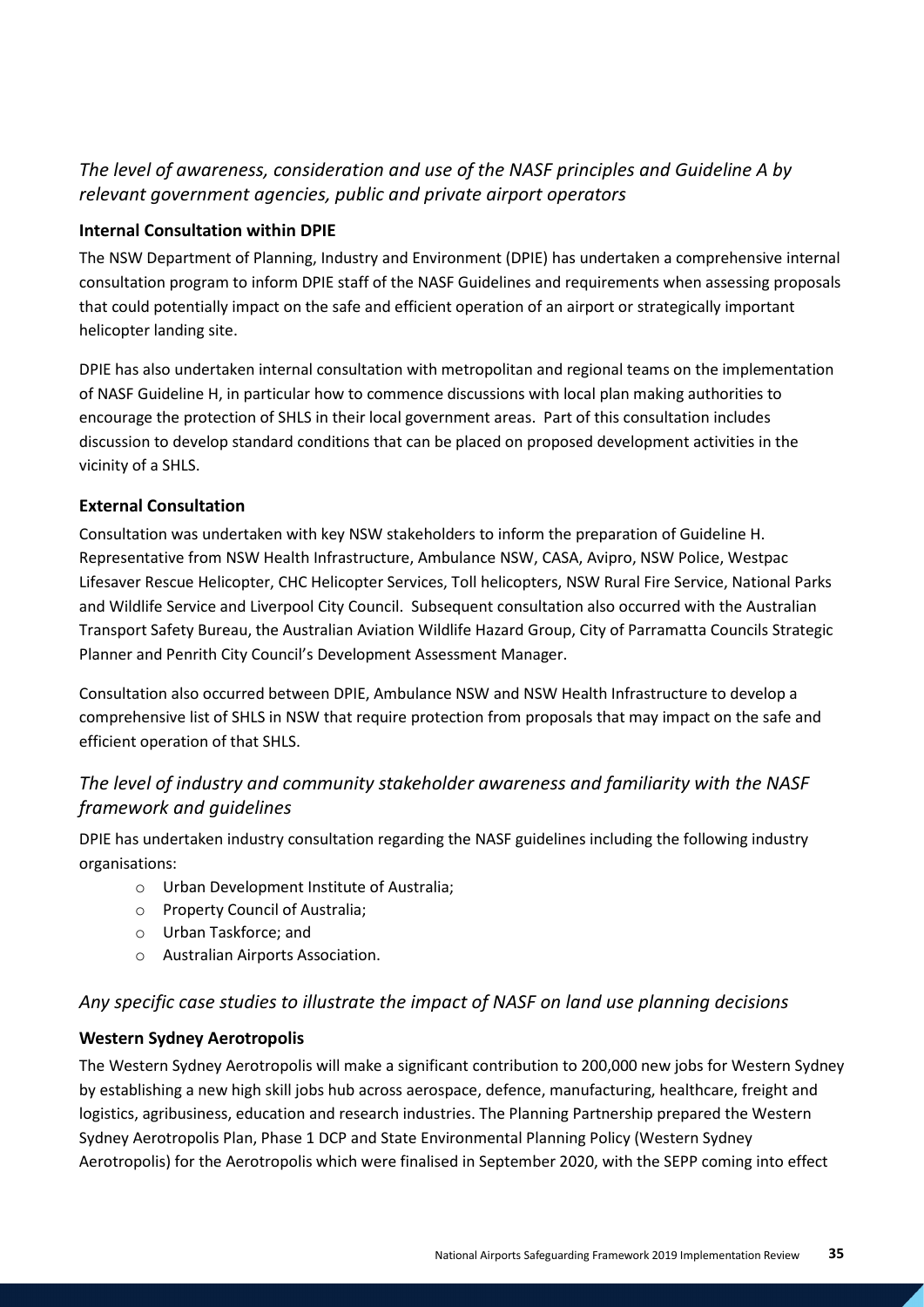### *The level of awareness, consideration and use of the NASF principles and Guideline A by relevant government agencies, public and private airport operators*

**Internal Consultation within DPIE**

The NSW Department of Planning, Industry and Environment (DPIE) has undertaken a comprehensive internal consultation program to inform DPIE staff of the NASF Guidelines and requirements when assessing proposals that could potentially impact on the safe and efficient operation of an airport or strategically important helicopter landing site.

DPIE has also undertaken internal consultation with metropolitan and regional teams on the implementation of NASF Guideline H, in particular how to commence discussions with local plan making authorities to encourage the protection of SHLS in their local government areas. Part of this consultation includes discussion to develop standard conditions that can be placed on proposed development activities in the vicinity of a SHLS.

**External Consultation**

Consultation was undertaken with key NSW stakeholders to inform the preparation of Guideline H. Representative from NSW Health Infrastructure, Ambulance NSW, CASA, Avipro, NSW Police, Westpac Lifesaver Rescue Helicopter, CHC Helicopter Services, Toll helicopters, NSW Rural Fire Service, National Parks and Wildlife Service and Liverpool City Council. Subsequent consultation also occurred with the Australian Transport Safety Bureau, the Australian Aviation Wildlife Hazard Group, City of Parramatta Councils Strategic Planner and Penrith City Council's Development Assessment Manager.

Consultation also occurred between DPIE, Ambulance NSW and NSW Health Infrastructure to develop a comprehensive list of SHLS in NSW that require protection from proposals that may impact on the safe and efficient operation of that SHLS.

### *The level of industry and community stakeholder awareness and familiarity with the NASF framework and guidelines*

DPIE has undertaken industry consultation regarding the NASF guidelines including the following industry organisations:

- Urban Development Institute of Australia;
- Property Council of Australia;
- Urban Taskforce; and
- Australian Airports Association.

### *Any specific case studies to illustrate the impact of NASF on land use planning decisions*

**Western Sydney Aerotropolis**

The Western Sydney Aerotropolis will make a significant contribution to 200,000 new jobs for Western Sydney by establishing a new high skill jobs hub across aerospace, defence, manufacturing, healthcare, freight and logistics, agribusiness, education and research industries. The Planning Partnership prepared the Western Sydney Aerotropolis Plan, Phase 1 DCP and State Environmental Planning Policy (Western Sydney Aerotropolis) for the Aerotropolis which were finalised in September 2020, with the SEPP coming into effect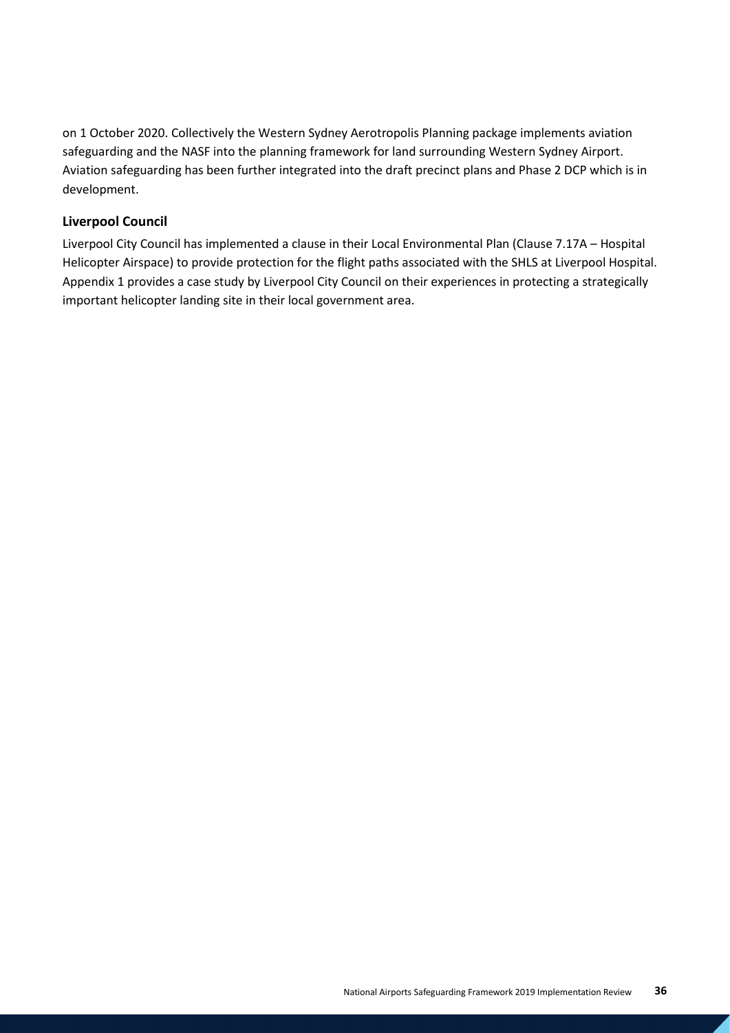on 1 October 2020. Collectively the Western Sydney Aerotropolis Planning package implements aviation safeguarding and the NASF into the planning framework for land surrounding Western Sydney Airport. Aviation safeguarding has been further integrated into the draft precinct plans and Phase 2 DCP which is in development.

### Liverpool Council

Liverpool City Council has implemented a clause in their Local Environmental Plan (Clause 7.17A – Hospital Helicopter Airspace) to provide protection for the flight paths associated with the SHLS at Liverpool Hospital. Appendix 1 provides a case study by Liverpool City Council on their experiences in protecting a strategically important helicopter landing site in their local government area.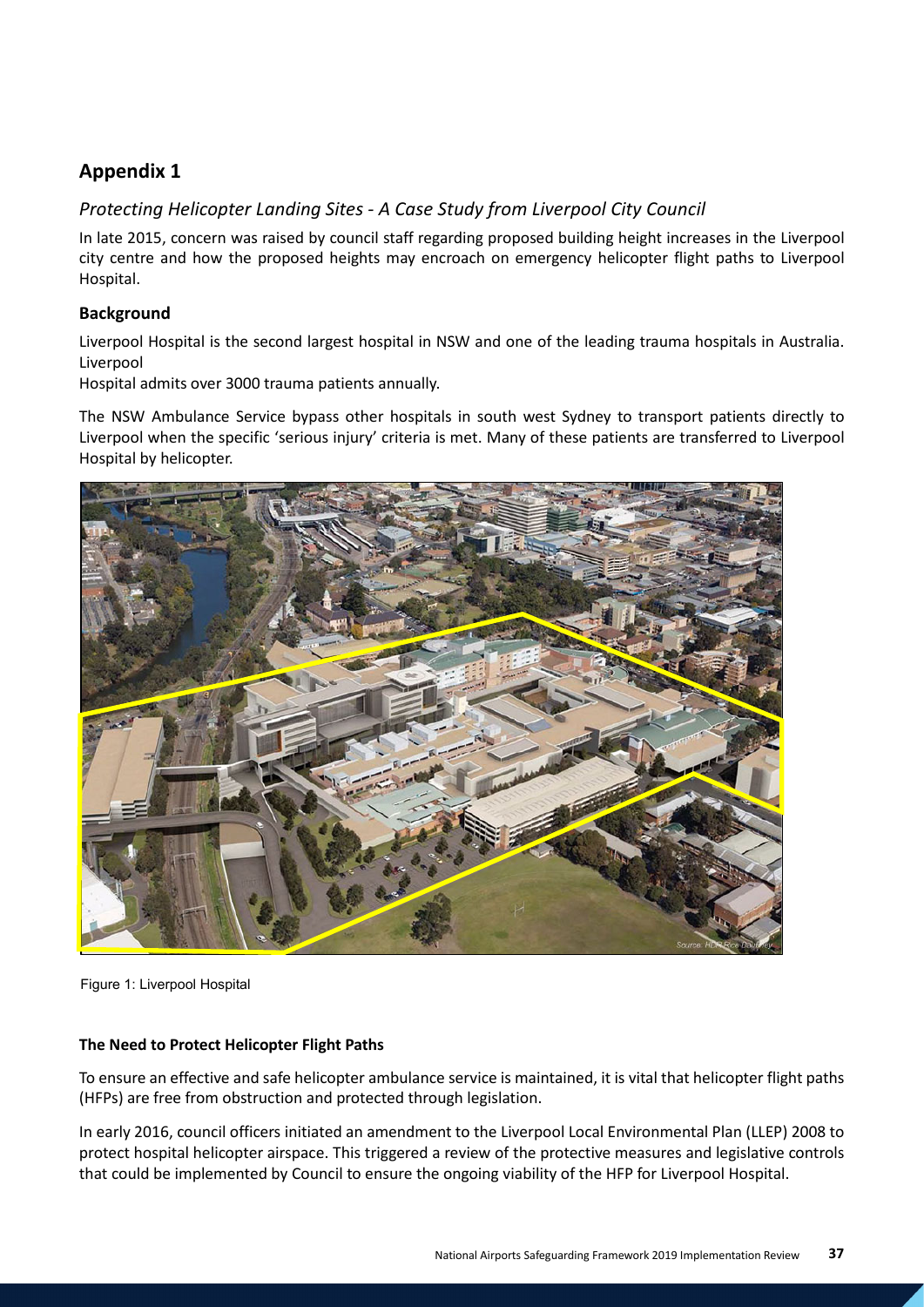# Appendix 1

*Protecting Helicopter Landing Sites - A Case Study from Liverpool City Council*

In late 2015, concern was raised by council staff regarding proposed building height increases in the Liverpool city centre and how the proposed heights may encroach on emergency helicopter flight paths to Liverpool Hospital.

### Background

Liverpool Hospital is the second largest hospital in NSW and one of the leading trauma hospitals in Australia. Liverpool
Hospital admits over 3000 trauma patients annually.

The NSW Ambulance Service bypass other hospitals in south west Sydney to transport patients directly to Liverpool when the specific 'serious injury' criteria is met. Many of these patients are transferred to Liverpool Hospital by helicopter.

Figure 1: Liverpool Hospital

#### The Need to Protect Helicopter Flight Paths

To ensure an effective and safe helicopter ambulance service is maintained, it is vital that helicopter flight paths (HFPs) are free from obstruction and protected through legislation.

In early 2016, council officers initiated an amendment to the Liverpool Local Environmental Plan (LLEP) 2008 to protect hospital helicopter airspace. This triggered a review of the protective measures and legislative controls that could be implemented by Council to ensure the ongoing viability of the HFP for Liverpool Hospital.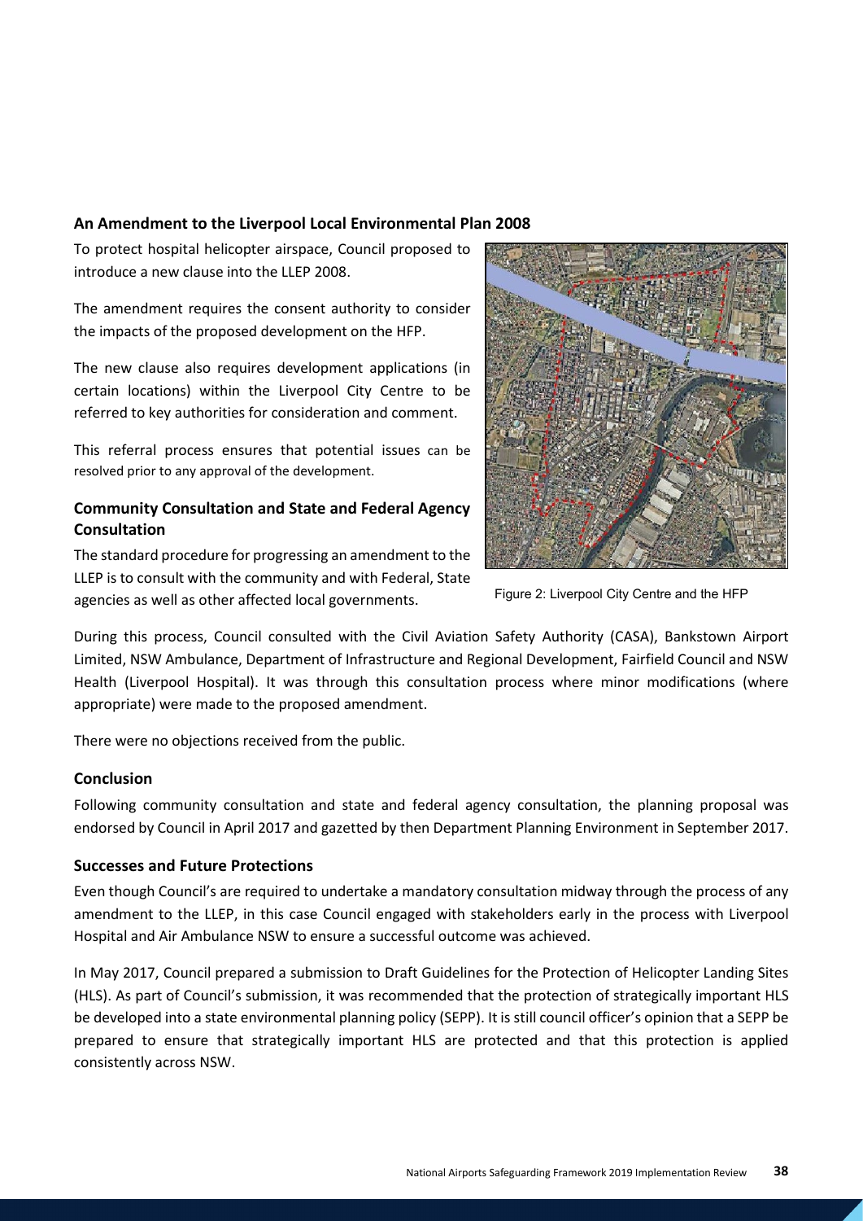### An Amendment to the Liverpool Local Environmental Plan 2008

To protect hospital helicopter airspace, Council proposed to introduce a new clause into the LLEP 2008.

The amendment requires the consent authority to consider the impacts of the proposed development on the HFP.

The new clause also requires development applications (in certain locations) within the Liverpool City Centre to be referred to key authorities for consideration and comment.

This referral process ensures that potential issues can be resolved prior to any approval of the development.

### Community Consultation and State and Federal Agency Consultation

The standard procedure for progressing an amendment to the LLEP is to consult with the community and with Federal, State agencies as well as other affected local governments.

Figure 2: Liverpool City Centre and the HFP

During this process, Council consulted with the Civil Aviation Safety Authority (CASA), Bankstown Airport Limited, NSW Ambulance, Department of Infrastructure and Regional Development, Fairfield Council and NSW Health (Liverpool Hospital). It was through this consultation process where minor modifications (where appropriate) were made to the proposed amendment.

There were no objections received from the public.

### Conclusion

Following community consultation and state and federal agency consultation, the planning proposal was endorsed by Council in April 2017 and gazetted by then Department Planning Environment in September 2017.

### Successes and Future Protections

Even though Council's are required to undertake a mandatory consultation midway through the process of any amendment to the LLEP, in this case Council engaged with stakeholders early in the process with Liverpool Hospital and Air Ambulance NSW to ensure a successful outcome was achieved.

In May 2017, Council prepared a submission to Draft Guidelines for the Protection of Helicopter Landing Sites (HLS). As part of Council's submission, it was recommended that the protection of strategically important HLS be developed into a state environmental planning policy (SEPP). It is still council officer's opinion that a SEPP be prepared to ensure that strategically important HLS are protected and that this protection is applied consistently across NSW.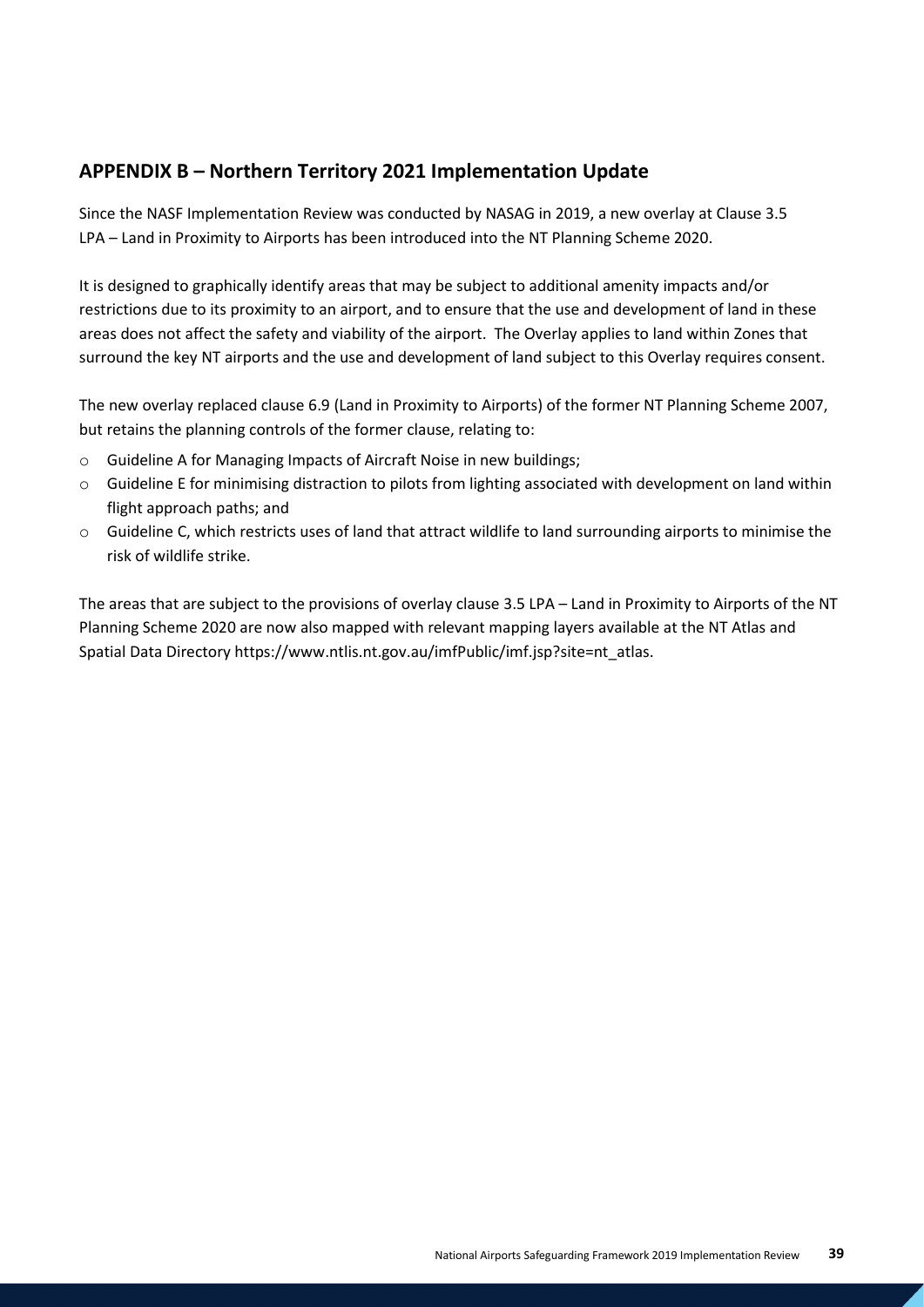## APPENDIX B – Northern Territory 2021 Implementation Update

Since the NASF Implementation Review was conducted by NASAG in 2019, a new overlay at Clause 3.5 LPA – Land in Proximity to Airports has been introduced into the NT Planning Scheme 2020.

It is designed to graphically identify areas that may be subject to additional amenity impacts and/or restrictions due to its proximity to an airport, and to ensure that the use and development of land in these areas does not affect the safety and viability of the airport. The Overlay applies to land within Zones that surround the key NT airports and the use and development of land subject to this Overlay requires consent.

The new overlay replaced clause 6.9 (Land in Proximity to Airports) of the former NT Planning Scheme 2007, but retains the planning controls of the former clause, relating to:

- Guideline A for Managing Impacts of Aircraft Noise in new buildings;
- Guideline E for minimising distraction to pilots from lighting associated with development on land within flight approach paths; and
- Guideline C, which restricts uses of land that attract wildlife to land surrounding airports to minimise the risk of wildlife strike.

The areas that are subject to the provisions of overlay clause 3.5 LPA – Land in Proximity to Airports of the NT Planning Scheme 2020 are now also mapped with relevant mapping layers available at the NT Atlas and Spatial Data Directory https://www.ntlis.nt.gov.au/imfPublic/imf.jsp?site=nt_atlas.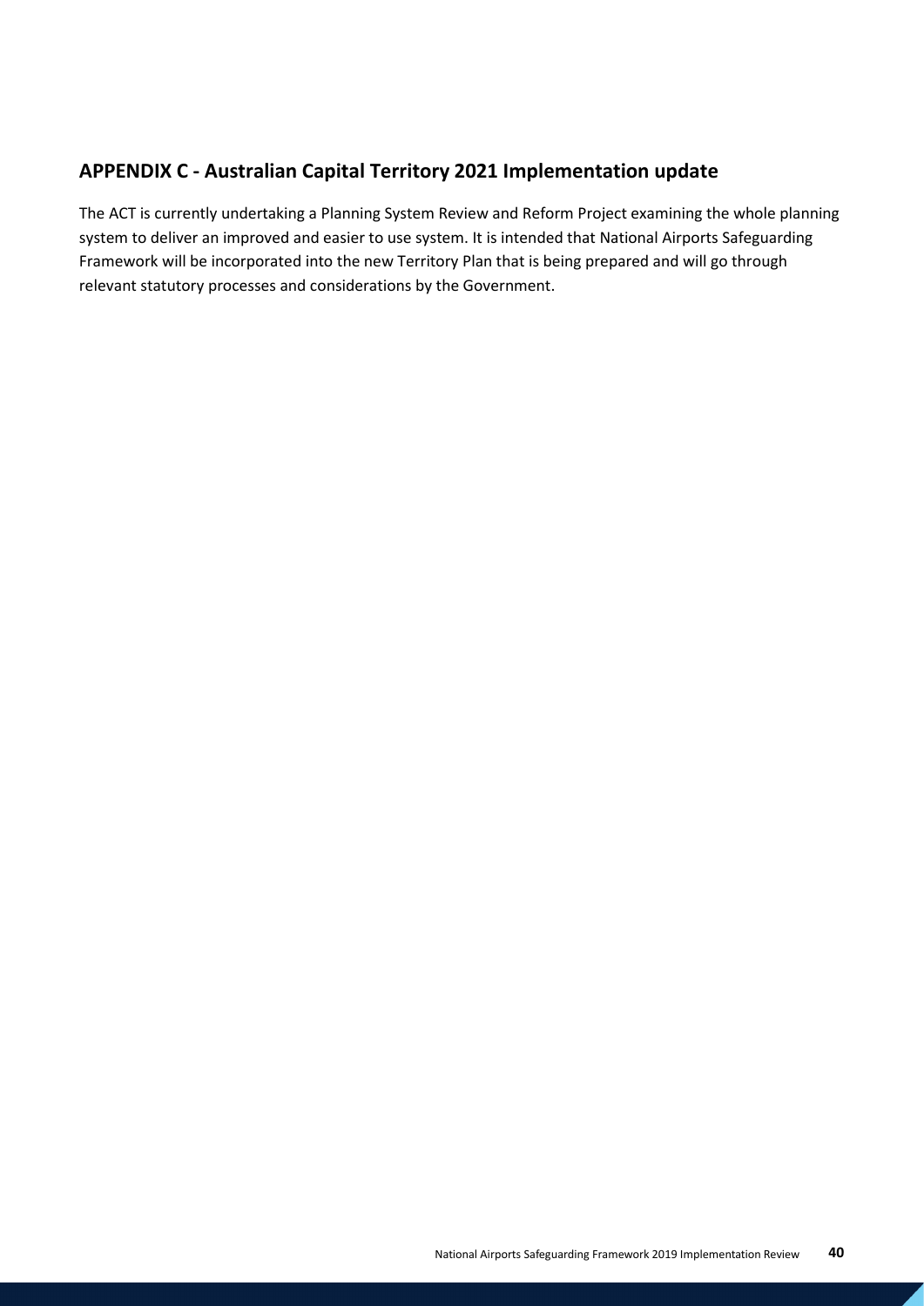## APPENDIX C - Australian Capital Territory 2021 Implementation update

The ACT is currently undertaking a Planning System Review and Reform Project examining the whole planning system to deliver an improved and easier to use system. It is intended that National Airports Safeguarding Framework will be incorporated into the new Territory Plan that is being prepared and will go through relevant statutory processes and considerations by the Government.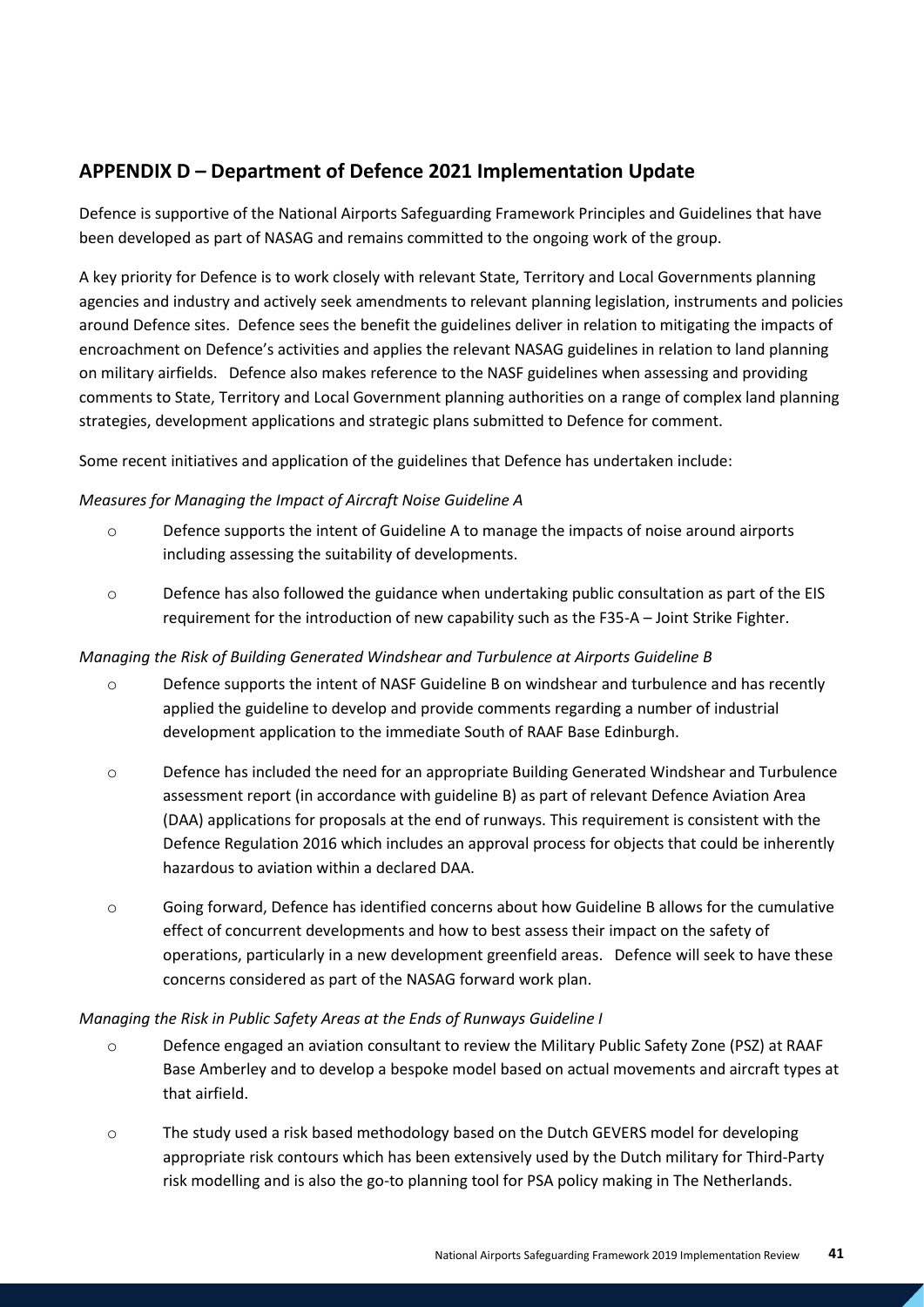## APPENDIX D – Department of Defence 2021 Implementation Update

Defence is supportive of the National Airports Safeguarding Framework Principles and Guidelines that have been developed as part of NASAG and remains committed to the ongoing work of the group.

A key priority for Defence is to work closely with relevant State, Territory and Local Governments planning agencies and industry and actively seek amendments to relevant planning legislation, instruments and policies around Defence sites. Defence sees the benefit the guidelines deliver in relation to mitigating the impacts of encroachment on Defence's activities and applies the relevant NASAG guidelines in relation to land planning on military airfields. Defence also makes reference to the NASF guidelines when assessing and providing comments to State, Territory and Local Government planning authorities on a range of complex land planning strategies, development applications and strategic plans submitted to Defence for comment.

Some recent initiatives and application of the guidelines that Defence has undertaken include:

*Measures for Managing the Impact of Aircraft Noise Guideline A*

- Defence supports the intent of Guideline A to manage the impacts of noise around airports including assessing the suitability of developments.
- Defence has also followed the guidance when undertaking public consultation as part of the EIS requirement for the introduction of new capability such as the F35-A – Joint Strike Fighter.

*Managing the Risk of Building Generated Windshear and Turbulence at Airports Guideline B*

- Defence supports the intent of NASF Guideline B on windshear and turbulence and has recently applied the guideline to develop and provide comments regarding a number of industrial development application to the immediate South of RAAF Base Edinburgh.
- Defence has included the need for an appropriate Building Generated Windshear and Turbulence assessment report (in accordance with guideline B) as part of relevant Defence Aviation Area (DAA) applications for proposals at the end of runways. This requirement is consistent with the Defence Regulation 2016 which includes an approval process for objects that could be inherently hazardous to aviation within a declared DAA.
- Going forward, Defence has identified concerns about how Guideline B allows for the cumulative effect of concurrent developments and how to best assess their impact on the safety of operations, particularly in a new development greenfield areas. Defence will seek to have these concerns considered as part of the NASAG forward work plan.

*Managing the Risk in Public Safety Areas at the Ends of Runways Guideline I*

- Defence engaged an aviation consultant to review the Military Public Safety Zone (PSZ) at RAAF Base Amberley and to develop a bespoke model based on actual movements and aircraft types at that airfield.
- The study used a risk based methodology based on the Dutch GEVERS model for developing appropriate risk contours which has been extensively used by the Dutch military for Third-Party risk modelling and is also the go-to planning tool for PSA policy making in The Netherlands.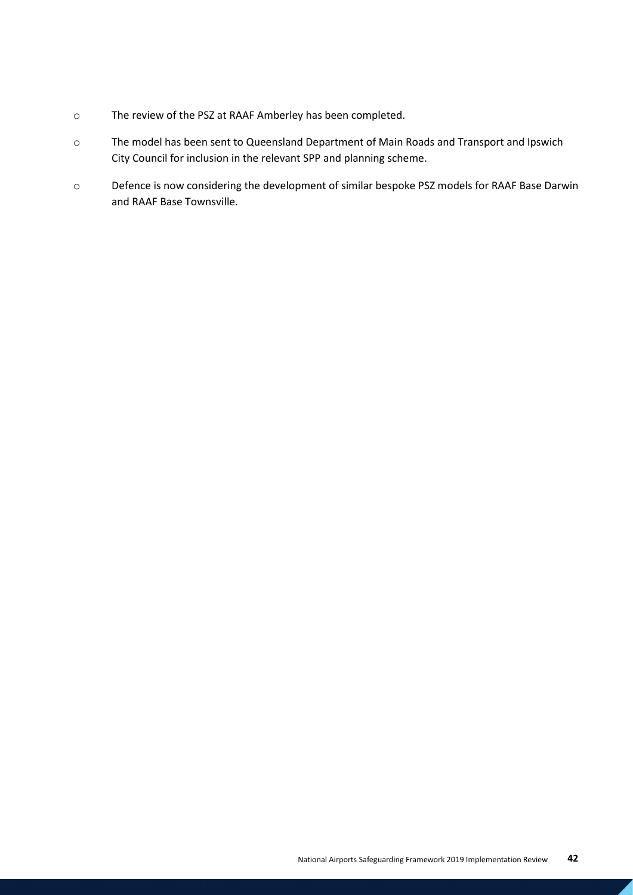- The review of the PSZ at RAAF Amberley has been completed.
- The model has been sent to Queensland Department of Main Roads and Transport and Ipswich City Council for inclusion in the relevant SPP and planning scheme.
- Defence is now considering the development of similar bespoke PSZ models for RAAF Base Darwin and RAAF Base Townsville.